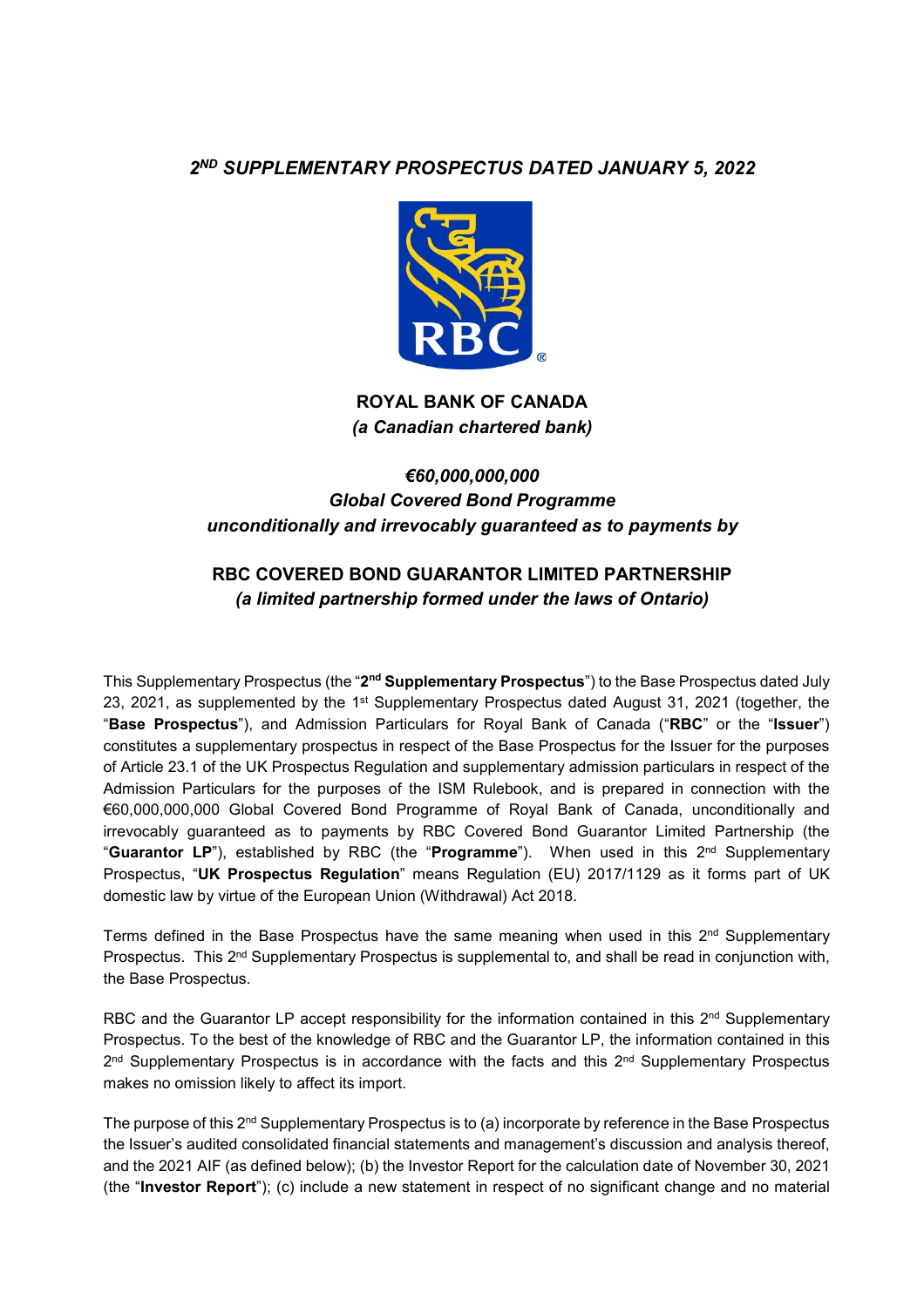# *2[ND] SUPPLEMENTARY PROSPECTUS DATED JANUARY 5, 2022*

**ROYAL BANK OF CANADA**
***(a Canadian chartered bank)***

***€60,000,000,000***
***Global Covered Bond Programme***
***unconditionally and irrevocably guaranteed as to payments by***

**RBC COVERED BOND GUARANTOR LIMITED PARTNERSHIP**
***(a limited partnership formed under the laws of Ontario)***

This Supplementary Prospectus (the "**2[nd] Supplementary Prospectus**") to the Base Prospectus dated July 23, 2021, as supplemented by the 1[st] Supplementary Prospectus dated August 31, 2021 (together, the "**Base Prospectus**"), and Admission Particulars for Royal Bank of Canada ("**RBC**" or the "**Issuer**") constitutes a supplementary prospectus in respect of the Base Prospectus for the Issuer for the purposes of Article 23.1 of the UK Prospectus Regulation and supplementary admission particulars in respect of the Admission Particulars for the purposes of the ISM Rulebook, and is prepared in connection with the €60,000,000,000 Global Covered Bond Programme of Royal Bank of Canada, unconditionally and irrevocably guaranteed as to payments by RBC Covered Bond Guarantor Limited Partnership (the "**Guarantor LP**"), established by RBC (the "**Programme**"). When used in this 2[nd] Supplementary Prospectus, "**UK Prospectus Regulation**" means Regulation (EU) 2017/1129 as it forms part of UK domestic law by virtue of the European Union (Withdrawal) Act 2018.

Terms defined in the Base Prospectus have the same meaning when used in this 2[nd] Supplementary Prospectus. This 2[nd] Supplementary Prospectus is supplemental to, and shall be read in conjunction with, the Base Prospectus.

RBC and the Guarantor LP accept responsibility for the information contained in this 2[nd] Supplementary Prospectus. To the best of the knowledge of RBC and the Guarantor LP, the information contained in this 2[nd] Supplementary Prospectus is in accordance with the facts and this 2[nd] Supplementary Prospectus makes no omission likely to affect its import.

The purpose of this 2[nd] Supplementary Prospectus is to (a) incorporate by reference in the Base Prospectus the Issuer's audited consolidated financial statements and management's discussion and analysis thereof, and the 2021 AIF (as defined below); (b) the Investor Report for the calculation date of November 30, 2021 (the "**Investor Report**"); (c) include a new statement in respect of no significant change and no material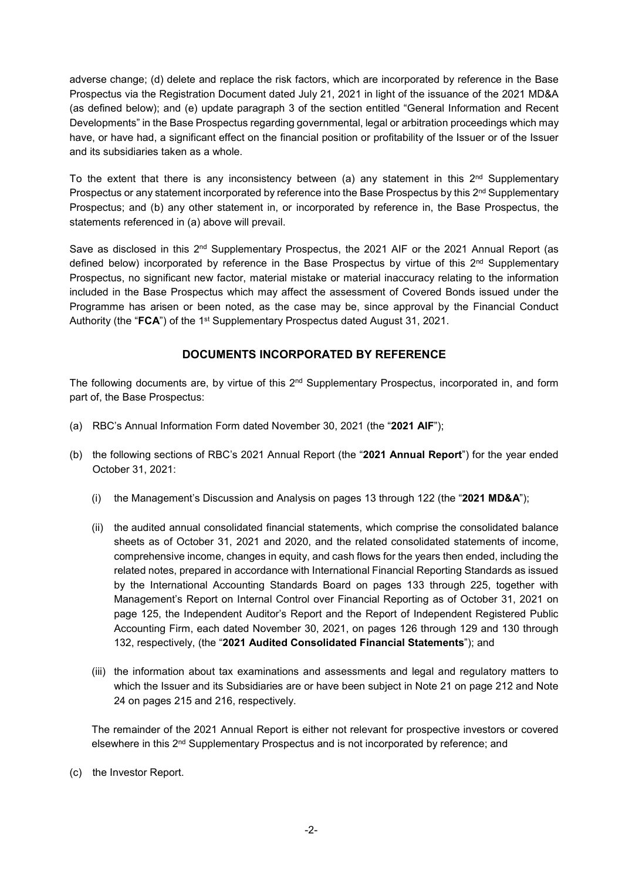adverse change; (d) delete and replace the risk factors, which are incorporated by reference in the Base Prospectus via the Registration Document dated July 21, 2021 in light of the issuance of the 2021 MD&A (as defined below); and (e) update paragraph 3 of the section entitled "General Information and Recent Developments" in the Base Prospectus regarding governmental, legal or arbitration proceedings which may have, or have had, a significant effect on the financial position or profitability of the Issuer or of the Issuer and its subsidiaries taken as a whole.

To the extent that there is any inconsistency between (a) any statement in this 2nd Supplementary Prospectus or any statement incorporated by reference into the Base Prospectus by this 2nd Supplementary Prospectus; and (b) any other statement in, or incorporated by reference in, the Base Prospectus, the statements referenced in (a) above will prevail.

Save as disclosed in this 2nd Supplementary Prospectus, the 2021 AIF or the 2021 Annual Report (as defined below) incorporated by reference in the Base Prospectus by virtue of this 2nd Supplementary Prospectus, no significant new factor, material mistake or material inaccuracy relating to the information included in the Base Prospectus which may affect the assessment of Covered Bonds issued under the Programme has arisen or been noted, as the case may be, since approval by the Financial Conduct Authority (the "**FCA**") of the 1st Supplementary Prospectus dated August 31, 2021.

## DOCUMENTS INCORPORATED BY REFERENCE

The following documents are, by virtue of this 2nd Supplementary Prospectus, incorporated in, and form part of, the Base Prospectus:

(a) RBC's Annual Information Form dated November 30, 2021 (the "**2021 AIF**");

(b) the following sections of RBC's 2021 Annual Report (the "**2021 Annual Report**") for the year ended October 31, 2021:

   (i) the Management's Discussion and Analysis on pages 13 through 122 (the "**2021 MD&A**");

   (ii) the audited annual consolidated financial statements, which comprise the consolidated balance sheets as of October 31, 2021 and 2020, and the related consolidated statements of income, comprehensive income, changes in equity, and cash flows for the years then ended, including the related notes, prepared in accordance with International Financial Reporting Standards as issued by the International Accounting Standards Board on pages 133 through 225, together with Management's Report on Internal Control over Financial Reporting as of October 31, 2021 on page 125, the Independent Auditor's Report and the Report of Independent Registered Public Accounting Firm, each dated November 30, 2021, on pages 126 through 129 and 130 through 132, respectively, (the "**2021 Audited Consolidated Financial Statements**"); and

   (iii) the information about tax examinations and assessments and legal and regulatory matters to which the Issuer and its Subsidiaries are or have been subject in Note 21 on page 212 and Note 24 on pages 215 and 216, respectively.

   The remainder of the 2021 Annual Report is either not relevant for prospective investors or covered elsewhere in this 2nd Supplementary Prospectus and is not incorporated by reference; and

(c) the Investor Report.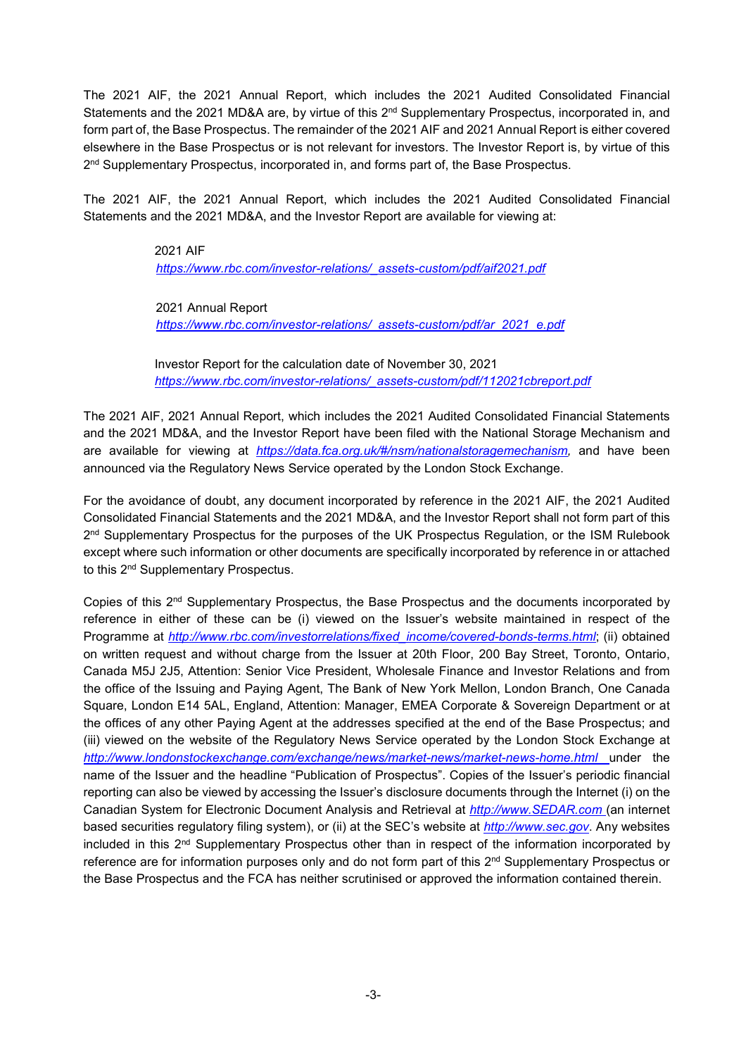The 2021 AIF, the 2021 Annual Report, which includes the 2021 Audited Consolidated Financial Statements and the 2021 MD&A are, by virtue of this 2nd Supplementary Prospectus, incorporated in, and form part of, the Base Prospectus. The remainder of the 2021 AIF and 2021 Annual Report is either covered elsewhere in the Base Prospectus or is not relevant for investors. The Investor Report is, by virtue of this 2nd Supplementary Prospectus, incorporated in, and forms part of, the Base Prospectus.

The 2021 AIF, the 2021 Annual Report, which includes the 2021 Audited Consolidated Financial Statements and the 2021 MD&A, and the Investor Report are available for viewing at:

2021 AIF
*https://www.rbc.com/investor-relations/_assets-custom/pdf/aif2021.pdf*

2021 Annual Report
*https://www.rbc.com/investor-relations/_assets-custom/pdf/ar_2021_e.pdf*

Investor Report for the calculation date of November 30, 2021
*https://www.rbc.com/investor-relations/_assets-custom/pdf/112021cbreport.pdf*

The 2021 AIF, 2021 Annual Report, which includes the 2021 Audited Consolidated Financial Statements and the 2021 MD&A, and the Investor Report have been filed with the National Storage Mechanism and are available for viewing at *https://data.fca.org.uk/#/nsm/nationalstoragemechanism*, and have been announced via the Regulatory News Service operated by the London Stock Exchange.

For the avoidance of doubt, any document incorporated by reference in the 2021 AIF, the 2021 Audited Consolidated Financial Statements and the 2021 MD&A, and the Investor Report shall not form part of this 2nd Supplementary Prospectus for the purposes of the UK Prospectus Regulation, or the ISM Rulebook except where such information or other documents are specifically incorporated by reference in or attached to this 2nd Supplementary Prospectus.

Copies of this 2nd Supplementary Prospectus, the Base Prospectus and the documents incorporated by reference in either of these can be (i) viewed on the Issuer's website maintained in respect of the Programme at *http://www.rbc.com/investorrelations/fixed_income/covered-bonds-terms.html*; (ii) obtained on written request and without charge from the Issuer at 20th Floor, 200 Bay Street, Toronto, Ontario, Canada M5J 2J5, Attention: Senior Vice President, Wholesale Finance and Investor Relations and from the office of the Issuing and Paying Agent, The Bank of New York Mellon, London Branch, One Canada Square, London E14 5AL, England, Attention: Manager, EMEA Corporate & Sovereign Department or at the offices of any other Paying Agent at the addresses specified at the end of the Base Prospectus; and (iii) viewed on the website of the Regulatory News Service operated by the London Stock Exchange at *http://www.londonstockexchange.com/exchange/news/market-news/market-news-home.html* under the name of the Issuer and the headline "Publication of Prospectus". Copies of the Issuer's periodic financial reporting can also be viewed by accessing the Issuer's disclosure documents through the Internet (i) on the Canadian System for Electronic Document Analysis and Retrieval at *http://www.SEDAR.com* (an internet based securities regulatory filing system), or (ii) at the SEC's website at *http://www.sec.gov*. Any websites included in this 2nd Supplementary Prospectus other than in respect of the information incorporated by reference are for information purposes only and do not form part of this 2nd Supplementary Prospectus or the Base Prospectus and the FCA has neither scrutinised or approved the information contained therein.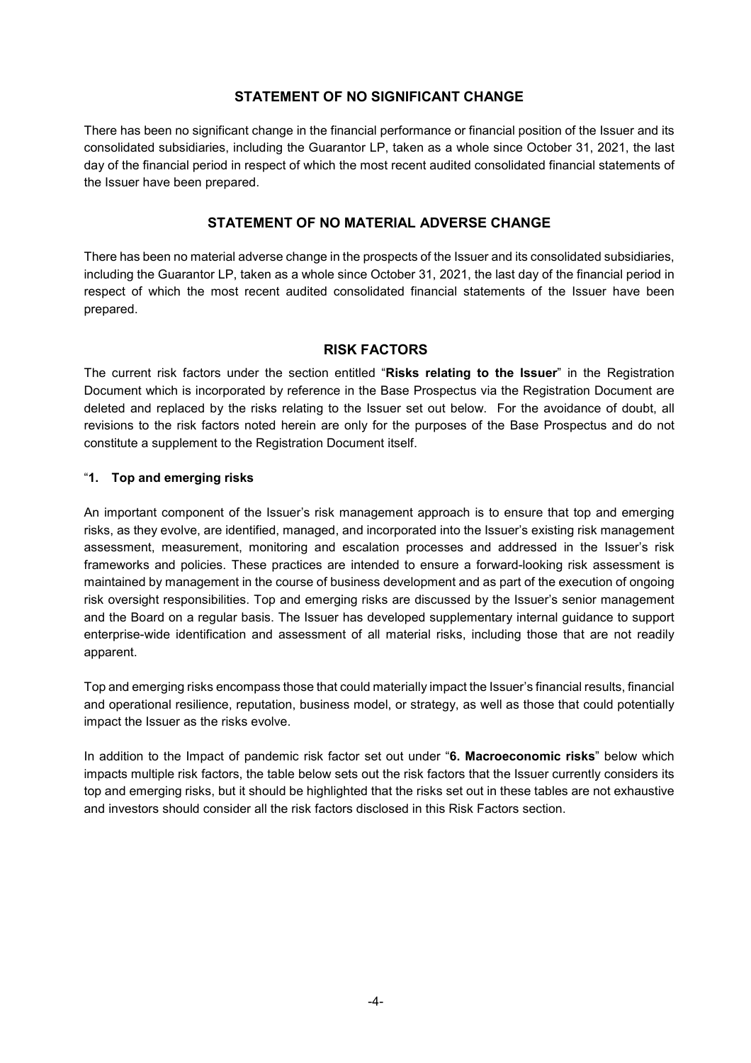## STATEMENT OF NO SIGNIFICANT CHANGE

There has been no significant change in the financial performance or financial position of the Issuer and its consolidated subsidiaries, including the Guarantor LP, taken as a whole since October 31, 2021, the last day of the financial period in respect of which the most recent audited consolidated financial statements of the Issuer have been prepared.

## STATEMENT OF NO MATERIAL ADVERSE CHANGE

There has been no material adverse change in the prospects of the Issuer and its consolidated subsidiaries, including the Guarantor LP, taken as a whole since October 31, 2021, the last day of the financial period in respect of which the most recent audited consolidated financial statements of the Issuer have been prepared.

## RISK FACTORS

The current risk factors under the section entitled "**Risks relating to the Issuer**" in the Registration Document which is incorporated by reference in the Base Prospectus via the Registration Document are deleted and replaced by the risks relating to the Issuer set out below. For the avoidance of doubt, all revisions to the risk factors noted herein are only for the purposes of the Base Prospectus and do not constitute a supplement to the Registration Document itself.

"**1. Top and emerging risks**

An important component of the Issuer's risk management approach is to ensure that top and emerging risks, as they evolve, are identified, managed, and incorporated into the Issuer's existing risk management assessment, measurement, monitoring and escalation processes and addressed in the Issuer's risk frameworks and policies. These practices are intended to ensure a forward-looking risk assessment is maintained by management in the course of business development and as part of the execution of ongoing risk oversight responsibilities. Top and emerging risks are discussed by the Issuer's senior management and the Board on a regular basis. The Issuer has developed supplementary internal guidance to support enterprise-wide identification and assessment of all material risks, including those that are not readily apparent.

Top and emerging risks encompass those that could materially impact the Issuer's financial results, financial and operational resilience, reputation, business model, or strategy, as well as those that could potentially impact the Issuer as the risks evolve.

In addition to the Impact of pandemic risk factor set out under "**6. Macroeconomic risks**" below which impacts multiple risk factors, the table below sets out the risk factors that the Issuer currently considers its top and emerging risks, but it should be highlighted that the risks set out in these tables are not exhaustive and investors should consider all the risk factors disclosed in this Risk Factors section.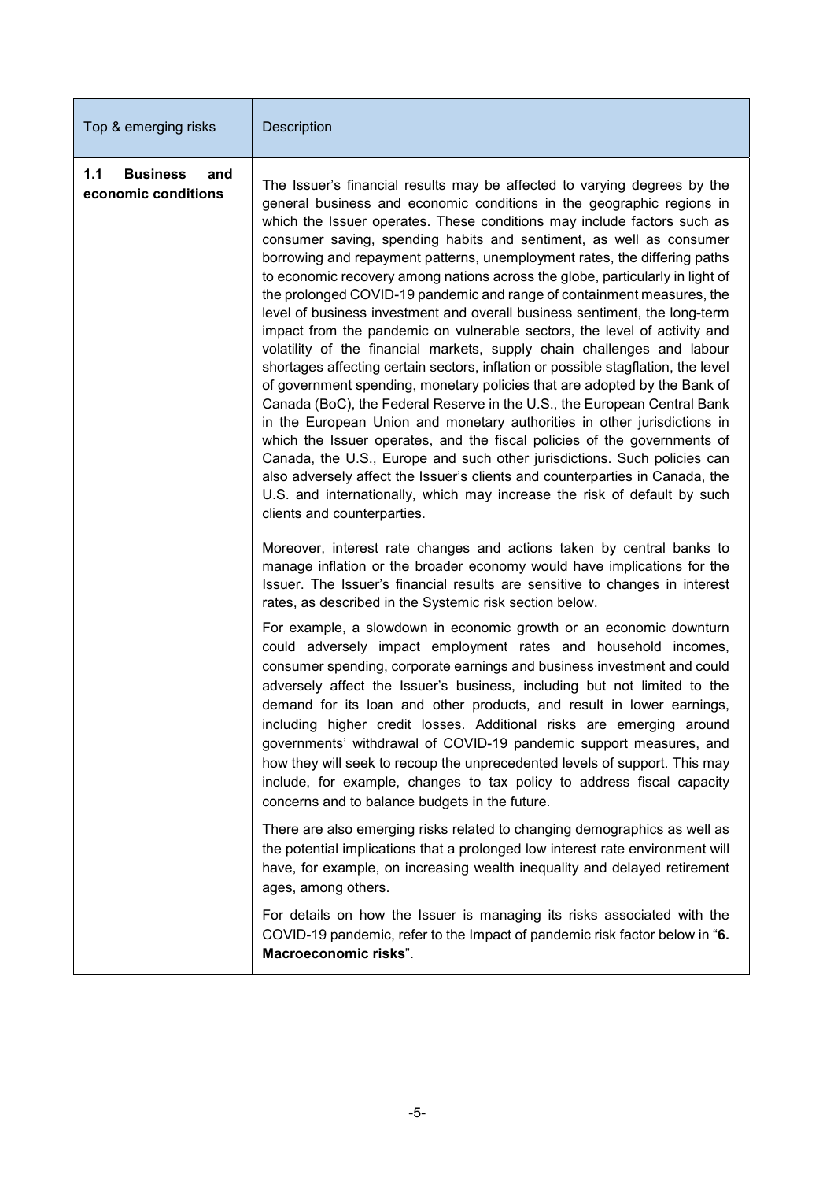| Top & emerging risks | Description |
|---|---|
| **1.1 Business and economic conditions** | The Issuer's financial results may be affected to varying degrees by the general business and economic conditions in the geographic regions in which the Issuer operates. These conditions may include factors such as consumer saving, spending habits and sentiment, as well as consumer borrowing and repayment patterns, unemployment rates, the differing paths to economic recovery among nations across the globe, particularly in light of the prolonged COVID-19 pandemic and range of containment measures, the level of business investment and overall business sentiment, the long-term impact from the pandemic on vulnerable sectors, the level of activity and volatility of the financial markets, supply chain challenges and labour shortages affecting certain sectors, inflation or possible stagflation, the level of government spending, monetary policies that are adopted by the Bank of Canada (BoC), the Federal Reserve in the U.S., the European Central Bank in the European Union and monetary authorities in other jurisdictions in which the Issuer operates, and the fiscal policies of the governments of Canada, the U.S., Europe and such other jurisdictions. Such policies can also adversely affect the Issuer's clients and counterparties in Canada, the U.S. and internationally, which may increase the risk of default by such clients and counterparties.<br><br>Moreover, interest rate changes and actions taken by central banks to manage inflation or the broader economy would have implications for the Issuer. The Issuer's financial results are sensitive to changes in interest rates, as described in the Systemic risk section below.<br><br>For example, a slowdown in economic growth or an economic downturn could adversely impact employment rates and household incomes, consumer spending, corporate earnings and business investment and could adversely affect the Issuer's business, including but not limited to the demand for its loan and other products, and result in lower earnings, including higher credit losses. Additional risks are emerging around governments' withdrawal of COVID-19 pandemic support measures, and how they will seek to recoup the unprecedented levels of support. This may include, for example, changes to tax policy to address fiscal capacity concerns and to balance budgets in the future.<br><br>There are also emerging risks related to changing demographics as well as the potential implications that a prolonged low interest rate environment will have, for example, on increasing wealth inequality and delayed retirement ages, among others.<br><br>For details on how the Issuer is managing its risks associated with the COVID-19 pandemic, refer to the Impact of pandemic risk factor below in "**6. Macroeconomic risks**". |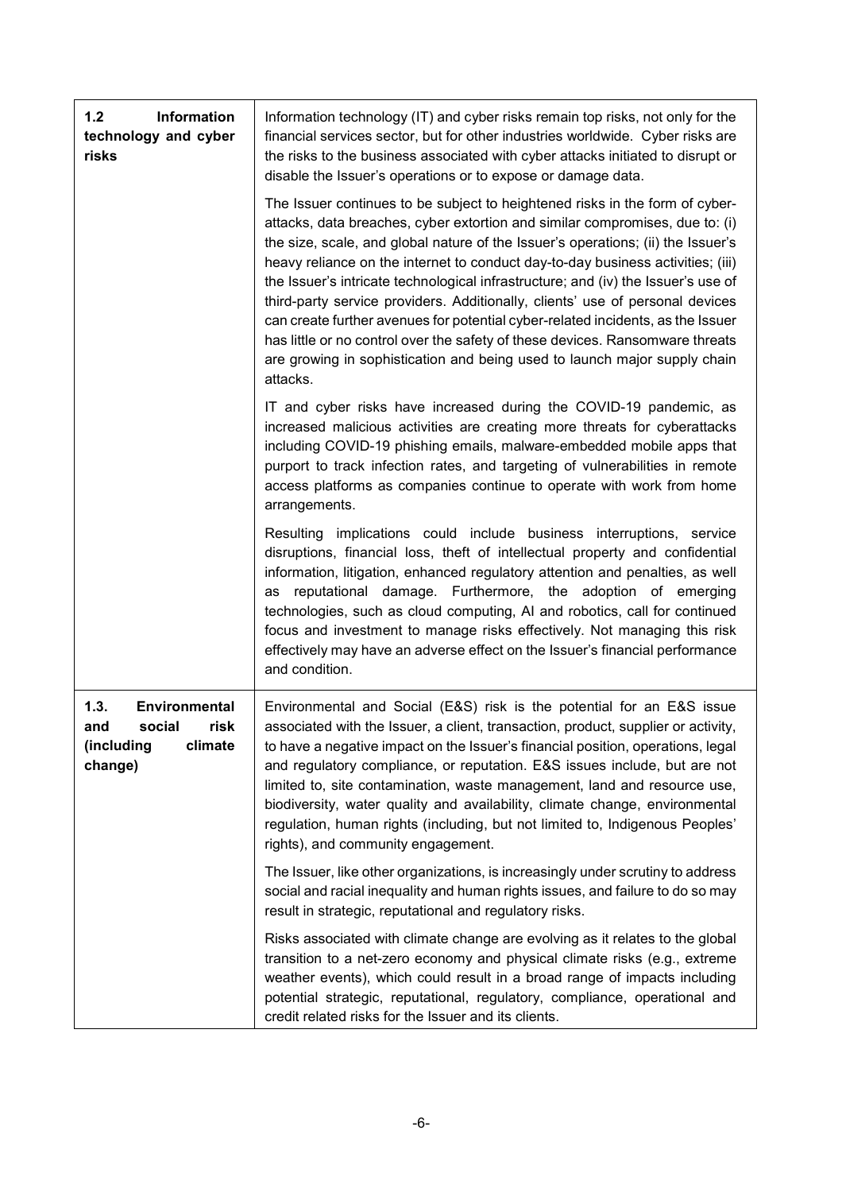| | |
|---|---|
| **1.2 Information technology and cyber risks** | Information technology (IT) and cyber risks remain top risks, not only for the financial services sector, but for other industries worldwide. Cyber risks are the risks to the business associated with cyber attacks initiated to disrupt or disable the Issuer's operations or to expose or damage data.<br><br>The Issuer continues to be subject to heightened risks in the form of cyber-attacks, data breaches, cyber extortion and similar compromises, due to: (i) the size, scale, and global nature of the Issuer's operations; (ii) the Issuer's heavy reliance on the internet to conduct day-to-day business activities; (iii) the Issuer's intricate technological infrastructure; and (iv) the Issuer's use of third-party service providers. Additionally, clients' use of personal devices can create further avenues for potential cyber-related incidents, as the Issuer has little or no control over the safety of these devices. Ransomware threats are growing in sophistication and being used to launch major supply chain attacks.<br><br>IT and cyber risks have increased during the COVID-19 pandemic, as increased malicious activities are creating more threats for cyberattacks including COVID-19 phishing emails, malware-embedded mobile apps that purport to track infection rates, and targeting of vulnerabilities in remote access platforms as companies continue to operate with work from home arrangements.<br><br>Resulting implications could include business interruptions, service disruptions, financial loss, theft of intellectual property and confidential information, litigation, enhanced regulatory attention and penalties, as well as reputational damage. Furthermore, the adoption of emerging technologies, such as cloud computing, AI and robotics, call for continued focus and investment to manage risks effectively. Not managing this risk effectively may have an adverse effect on the Issuer's financial performance and condition. |
| **1.3. Environmental and social risk (including climate change)** | Environmental and Social (E&S) risk is the potential for an E&S issue associated with the Issuer, a client, transaction, product, supplier or activity, to have a negative impact on the Issuer's financial position, operations, legal and regulatory compliance, or reputation. E&S issues include, but are not limited to, site contamination, waste management, land and resource use, biodiversity, water quality and availability, climate change, environmental regulation, human rights (including, but not limited to, Indigenous Peoples' rights), and community engagement.<br><br>The Issuer, like other organizations, is increasingly under scrutiny to address social and racial inequality and human rights issues, and failure to do so may result in strategic, reputational and regulatory risks.<br><br>Risks associated with climate change are evolving as it relates to the global transition to a net-zero economy and physical climate risks (e.g., extreme weather events), which could result in a broad range of impacts including potential strategic, reputational, regulatory, compliance, operational and credit related risks for the Issuer and its clients. |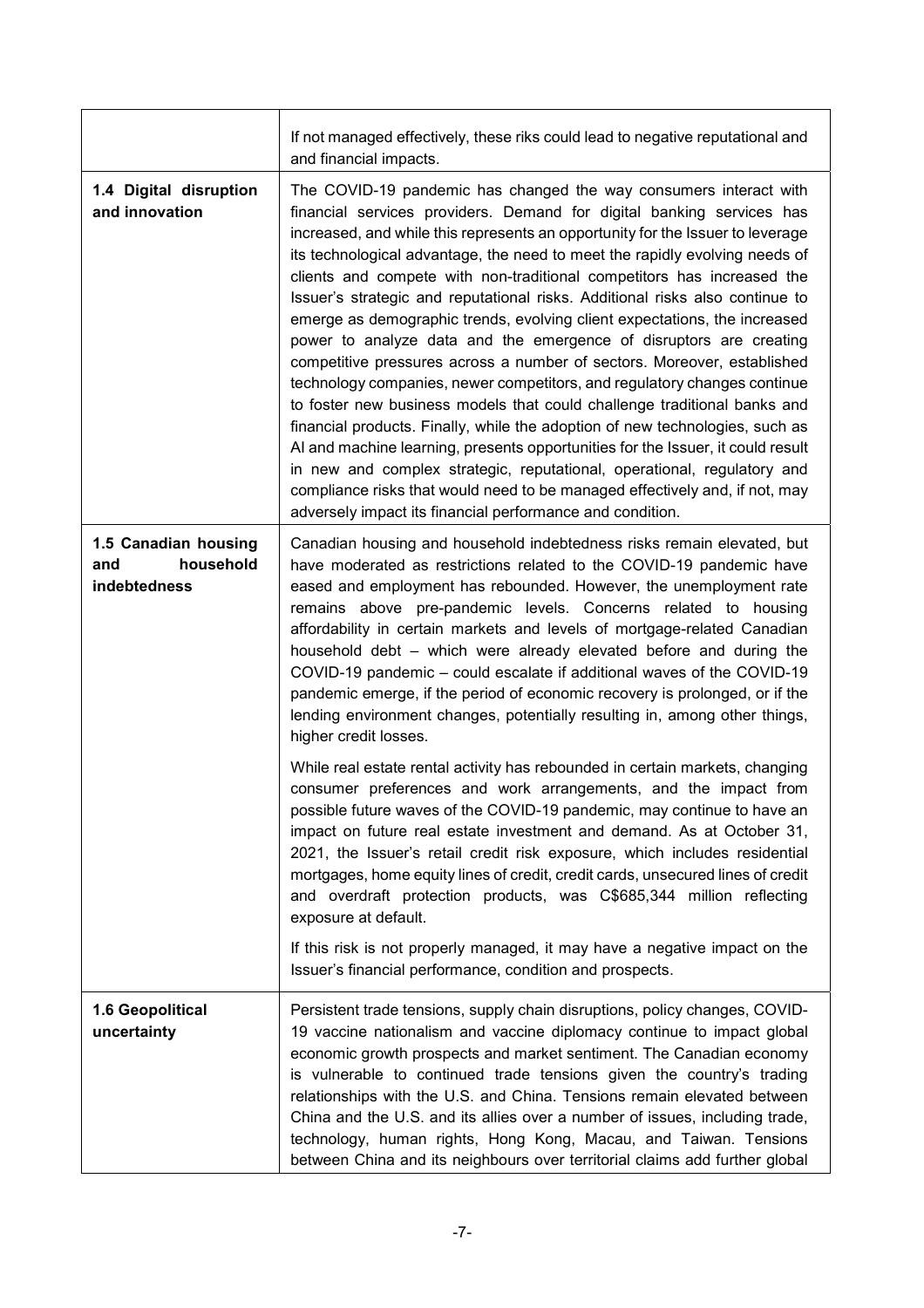| | |
|---|---|
| | If not managed effectively, these riks could lead to negative reputational and and financial impacts. |
| **1.4 Digital disruption and innovation** | The COVID-19 pandemic has changed the way consumers interact with financial services providers. Demand for digital banking services has increased, and while this represents an opportunity for the Issuer to leverage its technological advantage, the need to meet the rapidly evolving needs of clients and compete with non-traditional competitors has increased the Issuer's strategic and reputational risks. Additional risks also continue to emerge as demographic trends, evolving client expectations, the increased power to analyze data and the emergence of disruptors are creating competitive pressures across a number of sectors. Moreover, established technology companies, newer competitors, and regulatory changes continue to foster new business models that could challenge traditional banks and financial products. Finally, while the adoption of new technologies, such as AI and machine learning, presents opportunities for the Issuer, it could result in new and complex strategic, reputational, operational, regulatory and compliance risks that would need to be managed effectively and, if not, may adversely impact its financial performance and condition. |
| **1.5 Canadian housing and household indebtedness** | Canadian housing and household indebtedness risks remain elevated, but have moderated as restrictions related to the COVID-19 pandemic have eased and employment has rebounded. However, the unemployment rate remains above pre-pandemic levels. Concerns related to housing affordability in certain markets and levels of mortgage-related Canadian household debt – which were already elevated before and during the COVID-19 pandemic – could escalate if additional waves of the COVID-19 pandemic emerge, if the period of economic recovery is prolonged, or if the lending environment changes, potentially resulting in, among other things, higher credit losses.<br><br>While real estate rental activity has rebounded in certain markets, changing consumer preferences and work arrangements, and the impact from possible future waves of the COVID-19 pandemic, may continue to have an impact on future real estate investment and demand. As at October 31, 2021, the Issuer's retail credit risk exposure, which includes residential mortgages, home equity lines of credit, credit cards, unsecured lines of credit and overdraft protection products, was C$685,344 million reflecting exposure at default.<br><br>If this risk is not properly managed, it may have a negative impact on the Issuer's financial performance, condition and prospects. |
| **1.6 Geopolitical uncertainty** | Persistent trade tensions, supply chain disruptions, policy changes, COVID-19 vaccine nationalism and vaccine diplomacy continue to impact global economic growth prospects and market sentiment. The Canadian economy is vulnerable to continued trade tensions given the country's trading relationships with the U.S. and China. Tensions remain elevated between China and the U.S. and its allies over a number of issues, including trade, technology, human rights, Hong Kong, Macau, and Taiwan. Tensions between China and its neighbours over territorial claims add further global |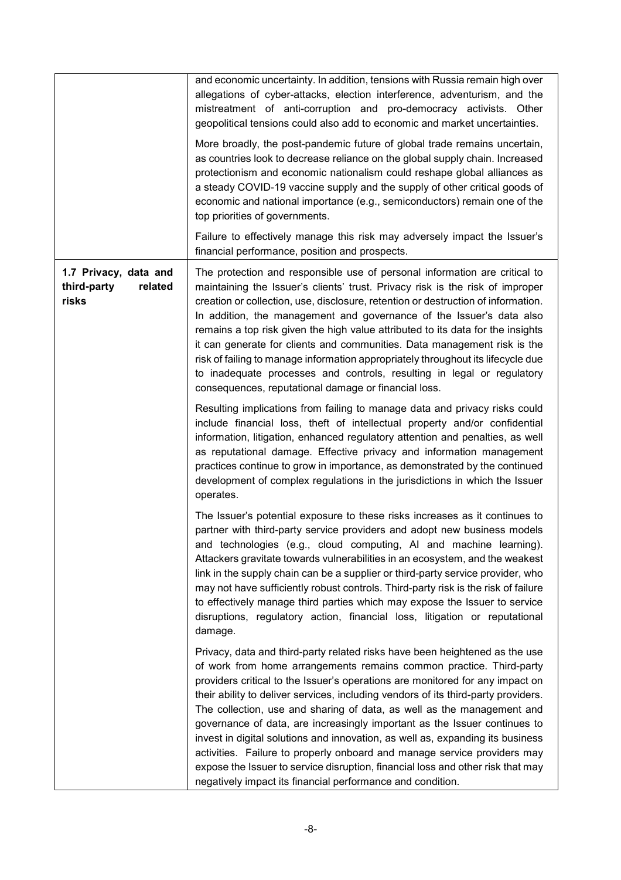| | |
|---|---|
| | and economic uncertainty. In addition, tensions with Russia remain high over allegations of cyber-attacks, election interference, adventurism, and the mistreatment of anti-corruption and pro-democracy activists. Other geopolitical tensions could also add to economic and market uncertainties.<br><br>More broadly, the post-pandemic future of global trade remains uncertain, as countries look to decrease reliance on the global supply chain. Increased protectionism and economic nationalism could reshape global alliances as a steady COVID-19 vaccine supply and the supply of other critical goods of economic and national importance (e.g., semiconductors) remain one of the top priorities of governments.<br><br>Failure to effectively manage this risk may adversely impact the Issuer's financial performance, position and prospects. |
| **1.7 Privacy, data and third-party related risks** | The protection and responsible use of personal information are critical to maintaining the Issuer's clients' trust. Privacy risk is the risk of improper creation or collection, use, disclosure, retention or destruction of information. In addition, the management and governance of the Issuer's data also remains a top risk given the high value attributed to its data for the insights it can generate for clients and communities. Data management risk is the risk of failing to manage information appropriately throughout its lifecycle due to inadequate processes and controls, resulting in legal or regulatory consequences, reputational damage or financial loss.<br><br>Resulting implications from failing to manage data and privacy risks could include financial loss, theft of intellectual property and/or confidential information, litigation, enhanced regulatory attention and penalties, as well as reputational damage. Effective privacy and information management practices continue to grow in importance, as demonstrated by the continued development of complex regulations in the jurisdictions in which the Issuer operates.<br><br>The Issuer's potential exposure to these risks increases as it continues to partner with third-party service providers and adopt new business models and technologies (e.g., cloud computing, AI and machine learning). Attackers gravitate towards vulnerabilities in an ecosystem, and the weakest link in the supply chain can be a supplier or third-party service provider, who may not have sufficiently robust controls. Third-party risk is the risk of failure to effectively manage third parties which may expose the Issuer to service disruptions, regulatory action, financial loss, litigation or reputational damage.<br><br>Privacy, data and third-party related risks have been heightened as the use of work from home arrangements remains common practice. Third-party providers critical to the Issuer's operations are monitored for any impact on their ability to deliver services, including vendors of its third-party providers. The collection, use and sharing of data, as well as the management and governance of data, are increasingly important as the Issuer continues to invest in digital solutions and innovation, as well as, expanding its business activities. Failure to properly onboard and manage service providers may expose the Issuer to service disruption, financial loss and other risk that may negatively impact its financial performance and condition. |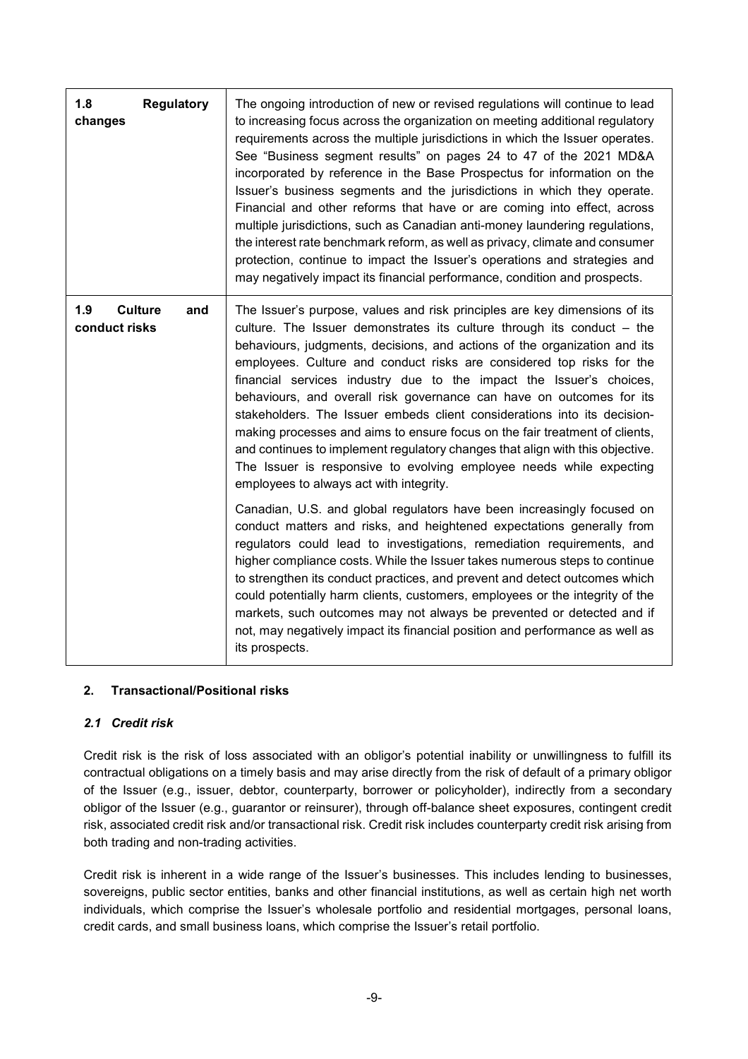| | |
|---|---|
| **1.8 Regulatory changes** | The ongoing introduction of new or revised regulations will continue to lead to increasing focus across the organization on meeting additional regulatory requirements across the multiple jurisdictions in which the Issuer operates. See "Business segment results" on pages 24 to 47 of the 2021 MD&A incorporated by reference in the Base Prospectus for information on the Issuer's business segments and the jurisdictions in which they operate. Financial and other reforms that have or are coming into effect, across multiple jurisdictions, such as Canadian anti-money laundering regulations, the interest rate benchmark reform, as well as privacy, climate and consumer protection, continue to impact the Issuer's operations and strategies and may negatively impact its financial performance, condition and prospects. |
| **1.9 Culture and conduct risks** | The Issuer's purpose, values and risk principles are key dimensions of its culture. The Issuer demonstrates its culture through its conduct – the behaviours, judgments, decisions, and actions of the organization and its employees. Culture and conduct risks are considered top risks for the financial services industry due to the impact the Issuer's choices, behaviours, and overall risk governance can have on outcomes for its stakeholders. The Issuer embeds client considerations into its decision-making processes and aims to ensure focus on the fair treatment of clients, and continues to implement regulatory changes that align with this objective. The Issuer is responsive to evolving employee needs while expecting employees to always act with integrity.<br><br>Canadian, U.S. and global regulators have been increasingly focused on conduct matters and risks, and heightened expectations generally from regulators could lead to investigations, remediation requirements, and higher compliance costs. While the Issuer takes numerous steps to continue to strengthen its conduct practices, and prevent and detect outcomes which could potentially harm clients, customers, employees or the integrity of the markets, such outcomes may not always be prevented or detected and if not, may negatively impact its financial position and performance as well as its prospects. |

## 2. Transactional/Positional risks

### *2.1 Credit risk*

Credit risk is the risk of loss associated with an obligor's potential inability or unwillingness to fulfill its contractual obligations on a timely basis and may arise directly from the risk of default of a primary obligor of the Issuer (e.g., issuer, debtor, counterparty, borrower or policyholder), indirectly from a secondary obligor of the Issuer (e.g., guarantor or reinsurer), through off-balance sheet exposures, contingent credit risk, associated credit risk and/or transactional risk. Credit risk includes counterparty credit risk arising from both trading and non-trading activities.

Credit risk is inherent in a wide range of the Issuer's businesses. This includes lending to businesses, sovereigns, public sector entities, banks and other financial institutions, as well as certain high net worth individuals, which comprise the Issuer's wholesale portfolio and residential mortgages, personal loans, credit cards, and small business loans, which comprise the Issuer's retail portfolio.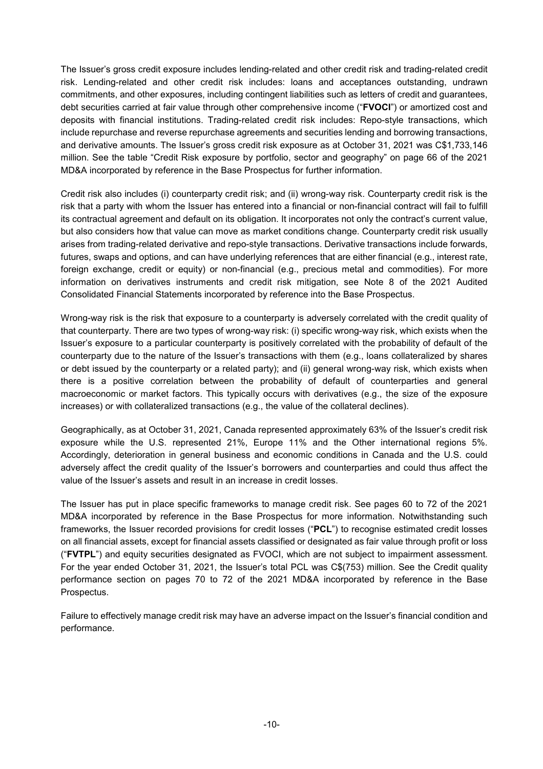The Issuer's gross credit exposure includes lending-related and other credit risk and trading-related credit risk. Lending-related and other credit risk includes: loans and acceptances outstanding, undrawn commitments, and other exposures, including contingent liabilities such as letters of credit and guarantees, debt securities carried at fair value through other comprehensive income ("**FVOCI**") or amortized cost and deposits with financial institutions. Trading-related credit risk includes: Repo-style transactions, which include repurchase and reverse repurchase agreements and securities lending and borrowing transactions, and derivative amounts. The Issuer's gross credit risk exposure as at October 31, 2021 was C$1,733,146 million. See the table "Credit Risk exposure by portfolio, sector and geography" on page 66 of the 2021 MD&A incorporated by reference in the Base Prospectus for further information.

Credit risk also includes (i) counterparty credit risk; and (ii) wrong-way risk. Counterparty credit risk is the risk that a party with whom the Issuer has entered into a financial or non-financial contract will fail to fulfill its contractual agreement and default on its obligation. It incorporates not only the contract's current value, but also considers how that value can move as market conditions change. Counterparty credit risk usually arises from trading-related derivative and repo-style transactions. Derivative transactions include forwards, futures, swaps and options, and can have underlying references that are either financial (e.g., interest rate, foreign exchange, credit or equity) or non-financial (e.g., precious metal and commodities). For more information on derivatives instruments and credit risk mitigation, see Note 8 of the 2021 Audited Consolidated Financial Statements incorporated by reference into the Base Prospectus.

Wrong-way risk is the risk that exposure to a counterparty is adversely correlated with the credit quality of that counterparty. There are two types of wrong-way risk: (i) specific wrong-way risk, which exists when the Issuer's exposure to a particular counterparty is positively correlated with the probability of default of the counterparty due to the nature of the Issuer's transactions with them (e.g., loans collateralized by shares or debt issued by the counterparty or a related party); and (ii) general wrong-way risk, which exists when there is a positive correlation between the probability of default of counterparties and general macroeconomic or market factors. This typically occurs with derivatives (e.g., the size of the exposure increases) or with collateralized transactions (e.g., the value of the collateral declines).

Geographically, as at October 31, 2021, Canada represented approximately 63% of the Issuer's credit risk exposure while the U.S. represented 21%, Europe 11% and the Other international regions 5%. Accordingly, deterioration in general business and economic conditions in Canada and the U.S. could adversely affect the credit quality of the Issuer's borrowers and counterparties and could thus affect the value of the Issuer's assets and result in an increase in credit losses.

The Issuer has put in place specific frameworks to manage credit risk. See pages 60 to 72 of the 2021 MD&A incorporated by reference in the Base Prospectus for more information. Notwithstanding such frameworks, the Issuer recorded provisions for credit losses ("**PCL**") to recognise estimated credit losses on all financial assets, except for financial assets classified or designated as fair value through profit or loss ("**FVTPL**") and equity securities designated as FVOCI, which are not subject to impairment assessment. For the year ended October 31, 2021, the Issuer's total PCL was C$(753) million. See the Credit quality performance section on pages 70 to 72 of the 2021 MD&A incorporated by reference in the Base Prospectus.

Failure to effectively manage credit risk may have an adverse impact on the Issuer's financial condition and performance.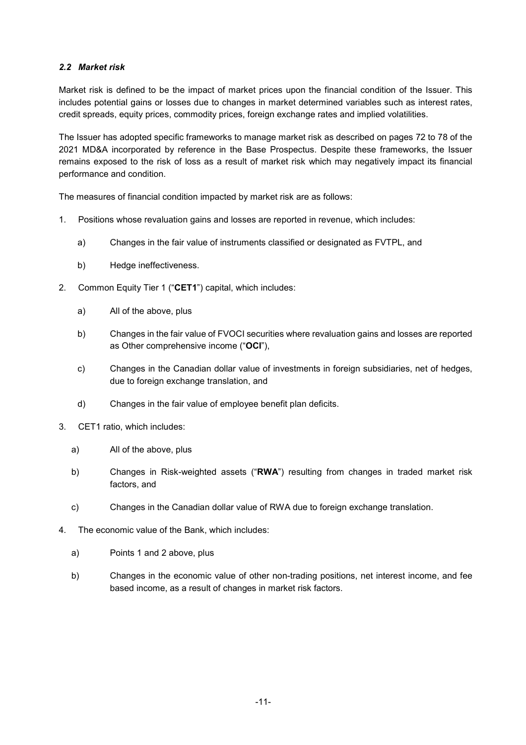### *2.2 Market risk*

Market risk is defined to be the impact of market prices upon the financial condition of the Issuer. This includes potential gains or losses due to changes in market determined variables such as interest rates, credit spreads, equity prices, commodity prices, foreign exchange rates and implied volatilities.

The Issuer has adopted specific frameworks to manage market risk as described on pages 72 to 78 of the 2021 MD&A incorporated by reference in the Base Prospectus. Despite these frameworks, the Issuer remains exposed to the risk of loss as a result of market risk which may negatively impact its financial performance and condition.

The measures of financial condition impacted by market risk are as follows:

1. Positions whose revaluation gains and losses are reported in revenue, which includes:

   a) Changes in the fair value of instruments classified or designated as FVTPL, and

   b) Hedge ineffectiveness.

2. Common Equity Tier 1 ("**CET1**") capital, which includes:

   a) All of the above, plus

   b) Changes in the fair value of FVOCI securities where revaluation gains and losses are reported as Other comprehensive income ("**OCI**"),

   c) Changes in the Canadian dollar value of investments in foreign subsidiaries, net of hedges, due to foreign exchange translation, and

   d) Changes in the fair value of employee benefit plan deficits.

3. CET1 ratio, which includes:

   a) All of the above, plus

   b) Changes in Risk-weighted assets ("**RWA**") resulting from changes in traded market risk factors, and

   c) Changes in the Canadian dollar value of RWA due to foreign exchange translation.

4. The economic value of the Bank, which includes:

   a) Points 1 and 2 above, plus

   b) Changes in the economic value of other non-trading positions, net interest income, and fee based income, as a result of changes in market risk factors.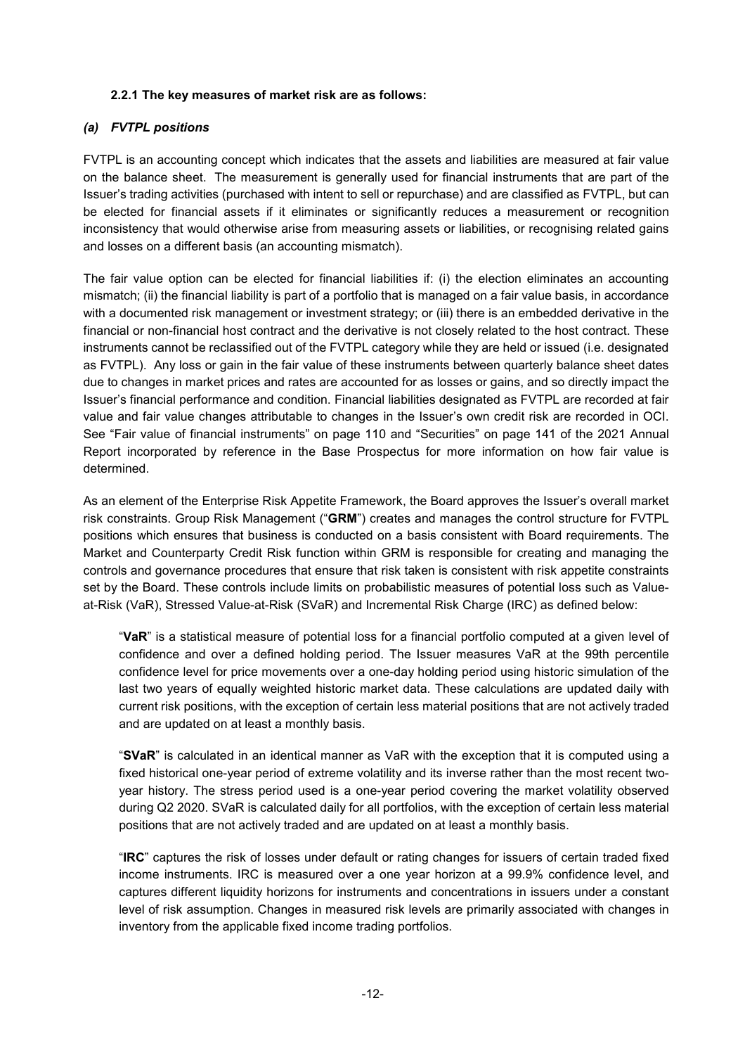#### 2.2.1 The key measures of market risk are as follows:

##### *(a) FVTPL positions*

FVTPL is an accounting concept which indicates that the assets and liabilities are measured at fair value on the balance sheet. The measurement is generally used for financial instruments that are part of the Issuer's trading activities (purchased with intent to sell or repurchase) and are classified as FVTPL, but can be elected for financial assets if it eliminates or significantly reduces a measurement or recognition inconsistency that would otherwise arise from measuring assets or liabilities, or recognising related gains and losses on a different basis (an accounting mismatch).

The fair value option can be elected for financial liabilities if: (i) the election eliminates an accounting mismatch; (ii) the financial liability is part of a portfolio that is managed on a fair value basis, in accordance with a documented risk management or investment strategy; or (iii) there is an embedded derivative in the financial or non-financial host contract and the derivative is not closely related to the host contract. These instruments cannot be reclassified out of the FVTPL category while they are held or issued (i.e. designated as FVTPL). Any loss or gain in the fair value of these instruments between quarterly balance sheet dates due to changes in market prices and rates are accounted for as losses or gains, and so directly impact the Issuer's financial performance and condition. Financial liabilities designated as FVTPL are recorded at fair value and fair value changes attributable to changes in the Issuer's own credit risk are recorded in OCI. See "Fair value of financial instruments" on page 110 and "Securities" on page 141 of the 2021 Annual Report incorporated by reference in the Base Prospectus for more information on how fair value is determined.

As an element of the Enterprise Risk Appetite Framework, the Board approves the Issuer's overall market risk constraints. Group Risk Management ("**GRM**") creates and manages the control structure for FVTPL positions which ensures that business is conducted on a basis consistent with Board requirements. The Market and Counterparty Credit Risk function within GRM is responsible for creating and managing the controls and governance procedures that ensure that risk taken is consistent with risk appetite constraints set by the Board. These controls include limits on probabilistic measures of potential loss such as Value-at-Risk (VaR), Stressed Value-at-Risk (SVaR) and Incremental Risk Charge (IRC) as defined below:

"**VaR**" is a statistical measure of potential loss for a financial portfolio computed at a given level of confidence and over a defined holding period. The Issuer measures VaR at the 99th percentile confidence level for price movements over a one-day holding period using historic simulation of the last two years of equally weighted historic market data. These calculations are updated daily with current risk positions, with the exception of certain less material positions that are not actively traded and are updated on at least a monthly basis.

"**SVaR**" is calculated in an identical manner as VaR with the exception that it is computed using a fixed historical one-year period of extreme volatility and its inverse rather than the most recent two-year history. The stress period used is a one-year period covering the market volatility observed during Q2 2020. SVaR is calculated daily for all portfolios, with the exception of certain less material positions that are not actively traded and are updated on at least a monthly basis.

"**IRC**" captures the risk of losses under default or rating changes for issuers of certain traded fixed income instruments. IRC is measured over a one year horizon at a 99.9% confidence level, and captures different liquidity horizons for instruments and concentrations in issuers under a constant level of risk assumption. Changes in measured risk levels are primarily associated with changes in inventory from the applicable fixed income trading portfolios.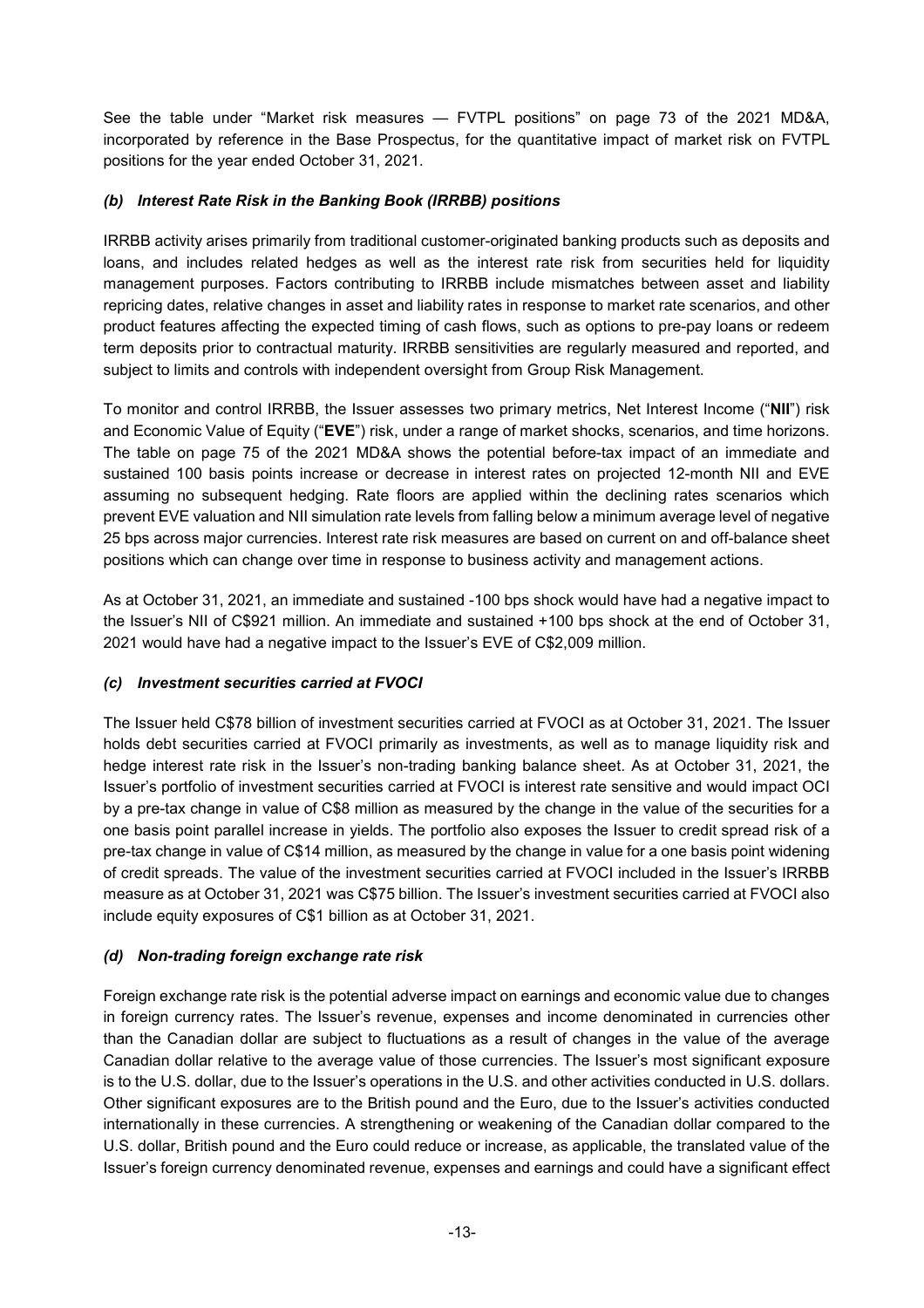See the table under "Market risk measures — FVTPL positions" on page 73 of the 2021 MD&A, incorporated by reference in the Base Prospectus, for the quantitative impact of market risk on FVTPL positions for the year ended October 31, 2021.

### *(b) Interest Rate Risk in the Banking Book (IRRBB) positions*

IRRBB activity arises primarily from traditional customer-originated banking products such as deposits and loans, and includes related hedges as well as the interest rate risk from securities held for liquidity management purposes. Factors contributing to IRRBB include mismatches between asset and liability repricing dates, relative changes in asset and liability rates in response to market rate scenarios, and other product features affecting the expected timing of cash flows, such as options to pre-pay loans or redeem term deposits prior to contractual maturity. IRRBB sensitivities are regularly measured and reported, and subject to limits and controls with independent oversight from Group Risk Management.

To monitor and control IRRBB, the Issuer assesses two primary metrics, Net Interest Income ("**NII**") risk and Economic Value of Equity ("**EVE**") risk, under a range of market shocks, scenarios, and time horizons. The table on page 75 of the 2021 MD&A shows the potential before-tax impact of an immediate and sustained 100 basis points increase or decrease in interest rates on projected 12-month NII and EVE assuming no subsequent hedging. Rate floors are applied within the declining rates scenarios which prevent EVE valuation and NII simulation rate levels from falling below a minimum average level of negative 25 bps across major currencies. Interest rate risk measures are based on current on and off-balance sheet positions which can change over time in response to business activity and management actions.

As at October 31, 2021, an immediate and sustained -100 bps shock would have had a negative impact to the Issuer's NII of C$921 million. An immediate and sustained +100 bps shock at the end of October 31, 2021 would have had a negative impact to the Issuer's EVE of C$2,009 million.

### *(c) Investment securities carried at FVOCI*

The Issuer held C$78 billion of investment securities carried at FVOCI as at October 31, 2021. The Issuer holds debt securities carried at FVOCI primarily as investments, as well as to manage liquidity risk and hedge interest rate risk in the Issuer's non-trading banking balance sheet. As at October 31, 2021, the Issuer's portfolio of investment securities carried at FVOCI is interest rate sensitive and would impact OCI by a pre-tax change in value of C$8 million as measured by the change in the value of the securities for a one basis point parallel increase in yields. The portfolio also exposes the Issuer to credit spread risk of a pre-tax change in value of C$14 million, as measured by the change in value for a one basis point widening of credit spreads. The value of the investment securities carried at FVOCI included in the Issuer's IRRBB measure as at October 31, 2021 was C$75 billion. The Issuer's investment securities carried at FVOCI also include equity exposures of C$1 billion as at October 31, 2021.

### *(d) Non-trading foreign exchange rate risk*

Foreign exchange rate risk is the potential adverse impact on earnings and economic value due to changes in foreign currency rates. The Issuer's revenue, expenses and income denominated in currencies other than the Canadian dollar are subject to fluctuations as a result of changes in the value of the average Canadian dollar relative to the average value of those currencies. The Issuer's most significant exposure is to the U.S. dollar, due to the Issuer's operations in the U.S. and other activities conducted in U.S. dollars. Other significant exposures are to the British pound and the Euro, due to the Issuer's activities conducted internationally in these currencies. A strengthening or weakening of the Canadian dollar compared to the U.S. dollar, British pound and the Euro could reduce or increase, as applicable, the translated value of the Issuer's foreign currency denominated revenue, expenses and earnings and could have a significant effect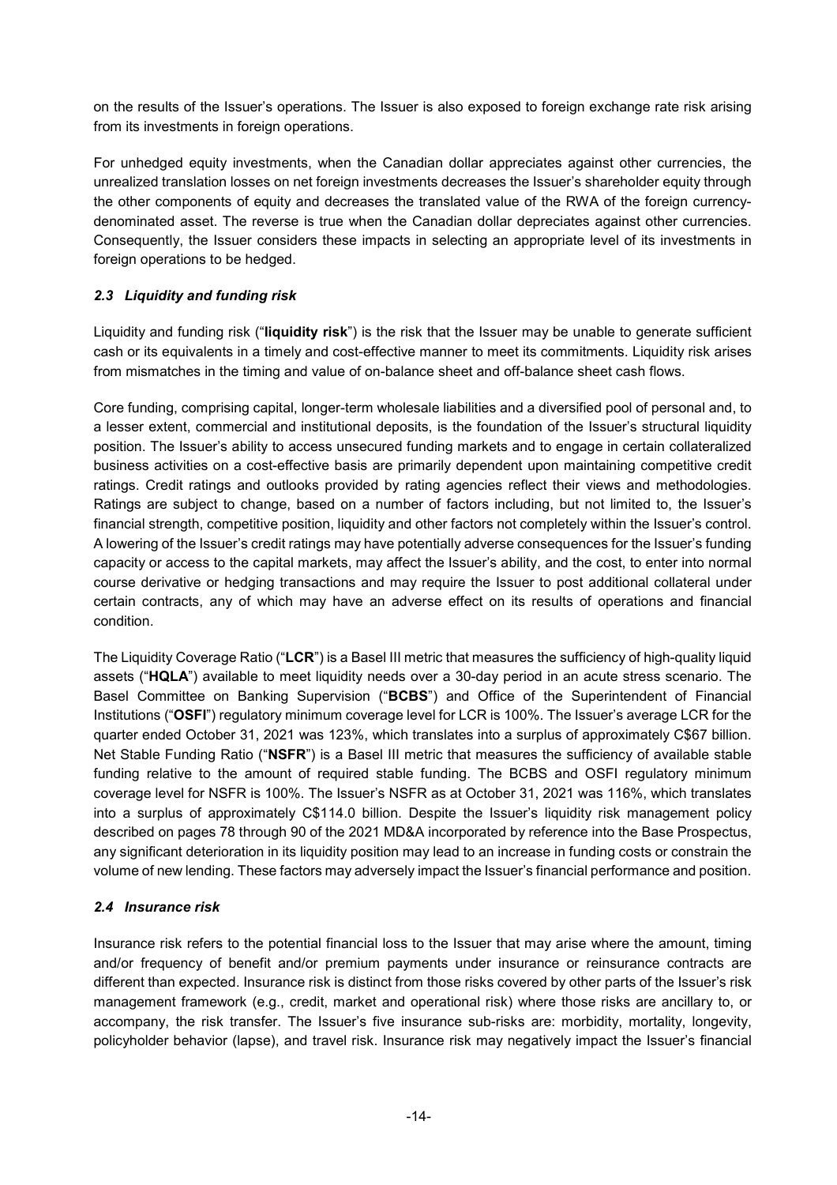on the results of the Issuer's operations. The Issuer is also exposed to foreign exchange rate risk arising from its investments in foreign operations.

For unhedged equity investments, when the Canadian dollar appreciates against other currencies, the unrealized translation losses on net foreign investments decreases the Issuer's shareholder equity through the other components of equity and decreases the translated value of the RWA of the foreign currency-denominated asset. The reverse is true when the Canadian dollar depreciates against other currencies. Consequently, the Issuer considers these impacts in selecting an appropriate level of its investments in foreign operations to be hedged.

### *2.3 Liquidity and funding risk*

Liquidity and funding risk ("**liquidity risk**") is the risk that the Issuer may be unable to generate sufficient cash or its equivalents in a timely and cost-effective manner to meet its commitments. Liquidity risk arises from mismatches in the timing and value of on-balance sheet and off-balance sheet cash flows.

Core funding, comprising capital, longer-term wholesale liabilities and a diversified pool of personal and, to a lesser extent, commercial and institutional deposits, is the foundation of the Issuer's structural liquidity position. The Issuer's ability to access unsecured funding markets and to engage in certain collateralized business activities on a cost-effective basis are primarily dependent upon maintaining competitive credit ratings. Credit ratings and outlooks provided by rating agencies reflect their views and methodologies. Ratings are subject to change, based on a number of factors including, but not limited to, the Issuer's financial strength, competitive position, liquidity and other factors not completely within the Issuer's control. A lowering of the Issuer's credit ratings may have potentially adverse consequences for the Issuer's funding capacity or access to the capital markets, may affect the Issuer's ability, and the cost, to enter into normal course derivative or hedging transactions and may require the Issuer to post additional collateral under certain contracts, any of which may have an adverse effect on its results of operations and financial condition.

The Liquidity Coverage Ratio ("**LCR**") is a Basel III metric that measures the sufficiency of high-quality liquid assets ("**HQLA**") available to meet liquidity needs over a 30-day period in an acute stress scenario. The Basel Committee on Banking Supervision ("**BCBS**") and Office of the Superintendent of Financial Institutions ("**OSFI**") regulatory minimum coverage level for LCR is 100%. The Issuer's average LCR for the quarter ended October 31, 2021 was 123%, which translates into a surplus of approximately C$67 billion. Net Stable Funding Ratio ("**NSFR**") is a Basel III metric that measures the sufficiency of available stable funding relative to the amount of required stable funding. The BCBS and OSFI regulatory minimum coverage level for NSFR is 100%. The Issuer's NSFR as at October 31, 2021 was 116%, which translates into a surplus of approximately C$114.0 billion. Despite the Issuer's liquidity risk management policy described on pages 78 through 90 of the 2021 MD&A incorporated by reference into the Base Prospectus, any significant deterioration in its liquidity position may lead to an increase in funding costs or constrain the volume of new lending. These factors may adversely impact the Issuer's financial performance and position.

### *2.4 Insurance risk*

Insurance risk refers to the potential financial loss to the Issuer that may arise where the amount, timing and/or frequency of benefit and/or premium payments under insurance or reinsurance contracts are different than expected. Insurance risk is distinct from those risks covered by other parts of the Issuer's risk management framework (e.g., credit, market and operational risk) where those risks are ancillary to, or accompany, the risk transfer. The Issuer's five insurance sub-risks are: morbidity, mortality, longevity, policyholder behavior (lapse), and travel risk. Insurance risk may negatively impact the Issuer's financial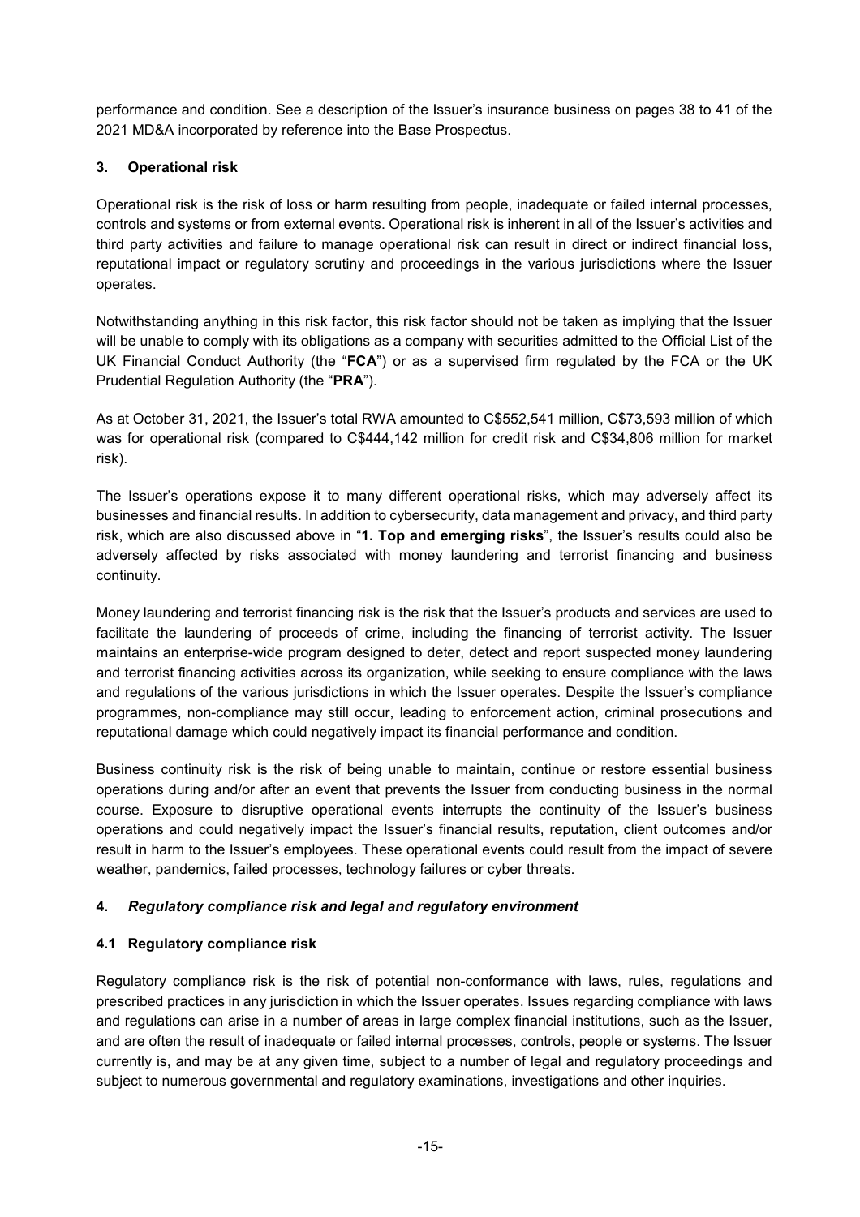performance and condition. See a description of the Issuer's insurance business on pages 38 to 41 of the 2021 MD&A incorporated by reference into the Base Prospectus.

### 3. Operational risk

Operational risk is the risk of loss or harm resulting from people, inadequate or failed internal processes, controls and systems or from external events. Operational risk is inherent in all of the Issuer's activities and third party activities and failure to manage operational risk can result in direct or indirect financial loss, reputational impact or regulatory scrutiny and proceedings in the various jurisdictions where the Issuer operates.

Notwithstanding anything in this risk factor, this risk factor should not be taken as implying that the Issuer will be unable to comply with its obligations as a company with securities admitted to the Official List of the UK Financial Conduct Authority (the "**FCA**") or as a supervised firm regulated by the FCA or the UK Prudential Regulation Authority (the "**PRA**").

As at October 31, 2021, the Issuer's total RWA amounted to C$552,541 million, C$73,593 million of which was for operational risk (compared to C$444,142 million for credit risk and C$34,806 million for market risk).

The Issuer's operations expose it to many different operational risks, which may adversely affect its businesses and financial results. In addition to cybersecurity, data management and privacy, and third party risk, which are also discussed above in "**1. Top and emerging risks**", the Issuer's results could also be adversely affected by risks associated with money laundering and terrorist financing and business continuity.

Money laundering and terrorist financing risk is the risk that the Issuer's products and services are used to facilitate the laundering of proceeds of crime, including the financing of terrorist activity. The Issuer maintains an enterprise-wide program designed to deter, detect and report suspected money laundering and terrorist financing activities across its organization, while seeking to ensure compliance with the laws and regulations of the various jurisdictions in which the Issuer operates. Despite the Issuer's compliance programmes, non-compliance may still occur, leading to enforcement action, criminal prosecutions and reputational damage which could negatively impact its financial performance and condition.

Business continuity risk is the risk of being unable to maintain, continue or restore essential business operations during and/or after an event that prevents the Issuer from conducting business in the normal course. Exposure to disruptive operational events interrupts the continuity of the Issuer's business operations and could negatively impact the Issuer's financial results, reputation, client outcomes and/or result in harm to the Issuer's employees. These operational events could result from the impact of severe weather, pandemics, failed processes, technology failures or cyber threats.

### 4. *Regulatory compliance risk and legal and regulatory environment*

#### 4.1 Regulatory compliance risk

Regulatory compliance risk is the risk of potential non-conformance with laws, rules, regulations and prescribed practices in any jurisdiction in which the Issuer operates. Issues regarding compliance with laws and regulations can arise in a number of areas in large complex financial institutions, such as the Issuer, and are often the result of inadequate or failed internal processes, controls, people or systems. The Issuer currently is, and may be at any given time, subject to a number of legal and regulatory proceedings and subject to numerous governmental and regulatory examinations, investigations and other inquiries.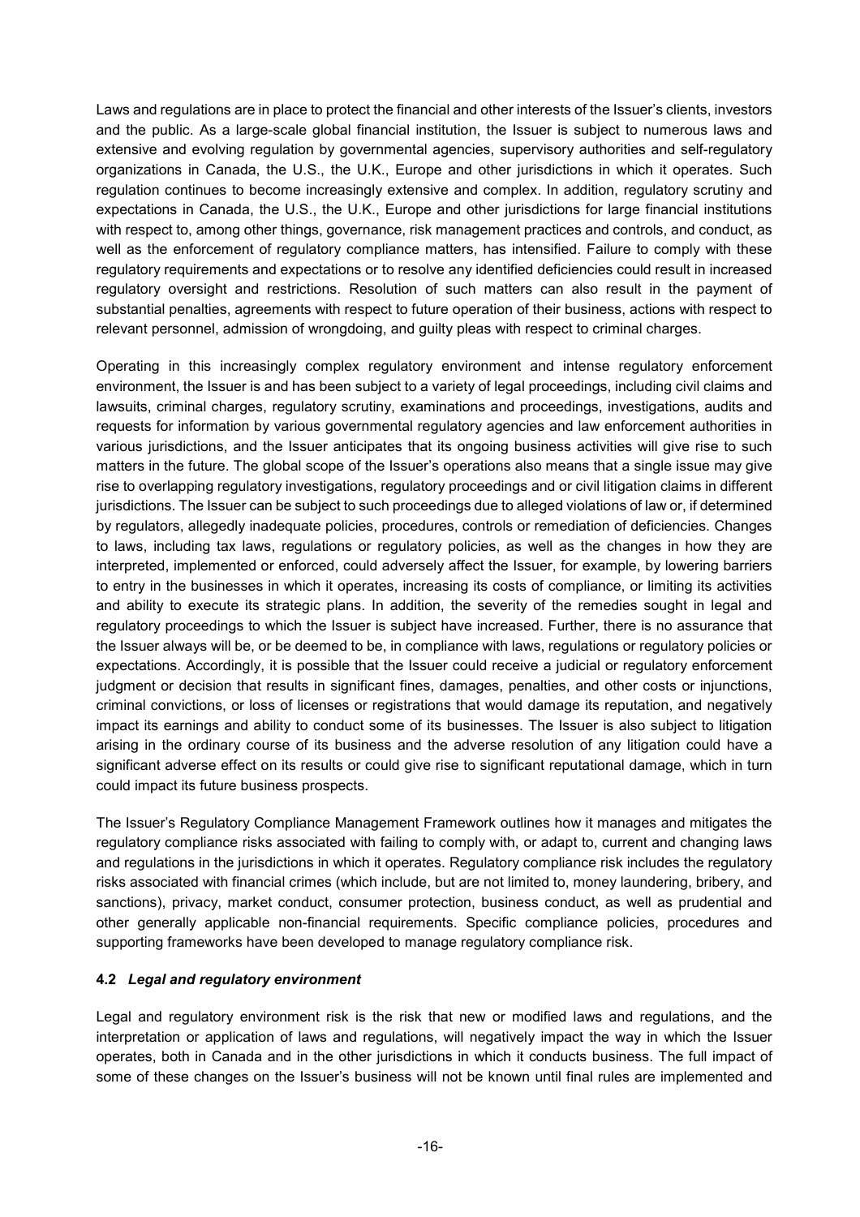Laws and regulations are in place to protect the financial and other interests of the Issuer's clients, investors and the public. As a large-scale global financial institution, the Issuer is subject to numerous laws and extensive and evolving regulation by governmental agencies, supervisory authorities and self-regulatory organizations in Canada, the U.S., the U.K., Europe and other jurisdictions in which it operates. Such regulation continues to become increasingly extensive and complex. In addition, regulatory scrutiny and expectations in Canada, the U.S., the U.K., Europe and other jurisdictions for large financial institutions with respect to, among other things, governance, risk management practices and controls, and conduct, as well as the enforcement of regulatory compliance matters, has intensified. Failure to comply with these regulatory requirements and expectations or to resolve any identified deficiencies could result in increased regulatory oversight and restrictions. Resolution of such matters can also result in the payment of substantial penalties, agreements with respect to future operation of their business, actions with respect to relevant personnel, admission of wrongdoing, and guilty pleas with respect to criminal charges.

Operating in this increasingly complex regulatory environment and intense regulatory enforcement environment, the Issuer is and has been subject to a variety of legal proceedings, including civil claims and lawsuits, criminal charges, regulatory scrutiny, examinations and proceedings, investigations, audits and requests for information by various governmental regulatory agencies and law enforcement authorities in various jurisdictions, and the Issuer anticipates that its ongoing business activities will give rise to such matters in the future. The global scope of the Issuer's operations also means that a single issue may give rise to overlapping regulatory investigations, regulatory proceedings and or civil litigation claims in different jurisdictions. The Issuer can be subject to such proceedings due to alleged violations of law or, if determined by regulators, allegedly inadequate policies, procedures, controls or remediation of deficiencies. Changes to laws, including tax laws, regulations or regulatory policies, as well as the changes in how they are interpreted, implemented or enforced, could adversely affect the Issuer, for example, by lowering barriers to entry in the businesses in which it operates, increasing its costs of compliance, or limiting its activities and ability to execute its strategic plans. In addition, the severity of the remedies sought in legal and regulatory proceedings to which the Issuer is subject have increased. Further, there is no assurance that the Issuer always will be, or be deemed to be, in compliance with laws, regulations or regulatory policies or expectations. Accordingly, it is possible that the Issuer could receive a judicial or regulatory enforcement judgment or decision that results in significant fines, damages, penalties, and other costs or injunctions, criminal convictions, or loss of licenses or registrations that would damage its reputation, and negatively impact its earnings and ability to conduct some of its businesses. The Issuer is also subject to litigation arising in the ordinary course of its business and the adverse resolution of any litigation could have a significant adverse effect on its results or could give rise to significant reputational damage, which in turn could impact its future business prospects.

The Issuer's Regulatory Compliance Management Framework outlines how it manages and mitigates the regulatory compliance risks associated with failing to comply with, or adapt to, current and changing laws and regulations in the jurisdictions in which it operates. Regulatory compliance risk includes the regulatory risks associated with financial crimes (which include, but are not limited to, money laundering, bribery, and sanctions), privacy, market conduct, consumer protection, business conduct, as well as prudential and other generally applicable non-financial requirements. Specific compliance policies, procedures and supporting frameworks have been developed to manage regulatory compliance risk.

### 4.2 *Legal and regulatory environment*

Legal and regulatory environment risk is the risk that new or modified laws and regulations, and the interpretation or application of laws and regulations, will negatively impact the way in which the Issuer operates, both in Canada and in the other jurisdictions in which it conducts business. The full impact of some of these changes on the Issuer's business will not be known until final rules are implemented and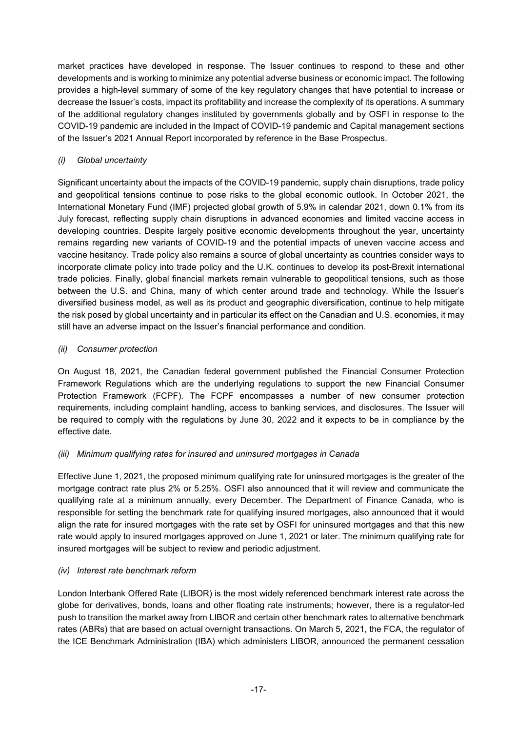market practices have developed in response. The Issuer continues to respond to these and other developments and is working to minimize any potential adverse business or economic impact. The following provides a high-level summary of some of the key regulatory changes that have potential to increase or decrease the Issuer's costs, impact its profitability and increase the complexity of its operations. A summary of the additional regulatory changes instituted by governments globally and by OSFI in response to the COVID-19 pandemic are included in the Impact of COVID-19 pandemic and Capital management sections of the Issuer's 2021 Annual Report incorporated by reference in the Base Prospectus.

*(i) Global uncertainty*

Significant uncertainty about the impacts of the COVID-19 pandemic, supply chain disruptions, trade policy and geopolitical tensions continue to pose risks to the global economic outlook. In October 2021, the International Monetary Fund (IMF) projected global growth of 5.9% in calendar 2021, down 0.1% from its July forecast, reflecting supply chain disruptions in advanced economies and limited vaccine access in developing countries. Despite largely positive economic developments throughout the year, uncertainty remains regarding new variants of COVID-19 and the potential impacts of uneven vaccine access and vaccine hesitancy. Trade policy also remains a source of global uncertainty as countries consider ways to incorporate climate policy into trade policy and the U.K. continues to develop its post-Brexit international trade policies. Finally, global financial markets remain vulnerable to geopolitical tensions, such as those between the U.S. and China, many of which center around trade and technology. While the Issuer's diversified business model, as well as its product and geographic diversification, continue to help mitigate the risk posed by global uncertainty and in particular its effect on the Canadian and U.S. economies, it may still have an adverse impact on the Issuer's financial performance and condition.

*(ii) Consumer protection*

On August 18, 2021, the Canadian federal government published the Financial Consumer Protection Framework Regulations which are the underlying regulations to support the new Financial Consumer Protection Framework (FCPF). The FCPF encompasses a number of new consumer protection requirements, including complaint handling, access to banking services, and disclosures. The Issuer will be required to comply with the regulations by June 30, 2022 and it expects to be in compliance by the effective date.

*(iii) Minimum qualifying rates for insured and uninsured mortgages in Canada*

Effective June 1, 2021, the proposed minimum qualifying rate for uninsured mortgages is the greater of the mortgage contract rate plus 2% or 5.25%. OSFI also announced that it will review and communicate the qualifying rate at a minimum annually, every December. The Department of Finance Canada, who is responsible for setting the benchmark rate for qualifying insured mortgages, also announced that it would align the rate for insured mortgages with the rate set by OSFI for uninsured mortgages and that this new rate would apply to insured mortgages approved on June 1, 2021 or later. The minimum qualifying rate for insured mortgages will be subject to review and periodic adjustment.

*(iv) Interest rate benchmark reform*

London Interbank Offered Rate (LIBOR) is the most widely referenced benchmark interest rate across the globe for derivatives, bonds, loans and other floating rate instruments; however, there is a regulator-led push to transition the market away from LIBOR and certain other benchmark rates to alternative benchmark rates (ABRs) that are based on actual overnight transactions. On March 5, 2021, the FCA, the regulator of the ICE Benchmark Administration (IBA) which administers LIBOR, announced the permanent cessation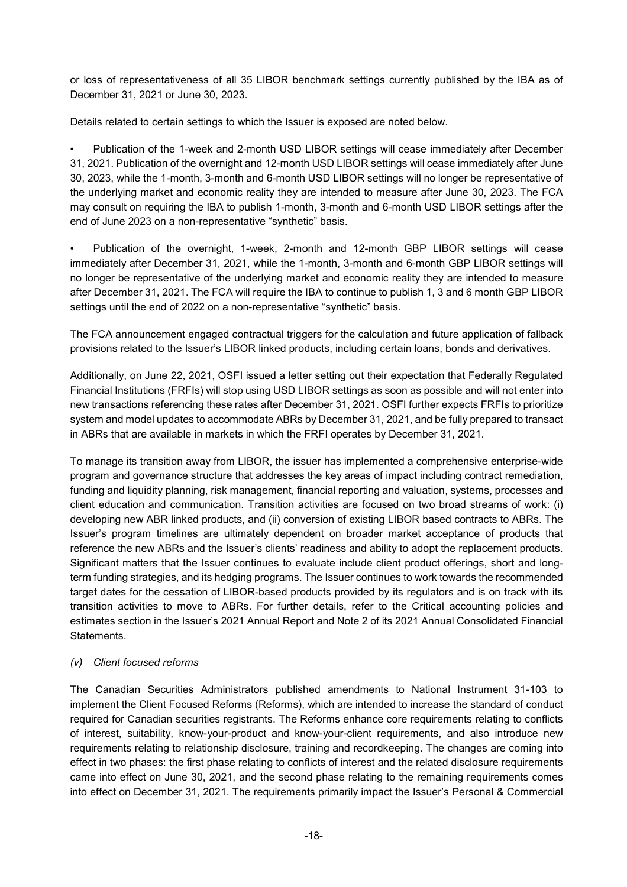or loss of representativeness of all 35 LIBOR benchmark settings currently published by the IBA as of December 31, 2021 or June 30, 2023.

Details related to certain settings to which the Issuer is exposed are noted below.

- Publication of the 1-week and 2-month USD LIBOR settings will cease immediately after December 31, 2021. Publication of the overnight and 12-month USD LIBOR settings will cease immediately after June 30, 2023, while the 1-month, 3-month and 6-month USD LIBOR settings will no longer be representative of the underlying market and economic reality they are intended to measure after June 30, 2023. The FCA may consult on requiring the IBA to publish 1-month, 3-month and 6-month USD LIBOR settings after the end of June 2023 on a non-representative "synthetic" basis.

- Publication of the overnight, 1-week, 2-month and 12-month GBP LIBOR settings will cease immediately after December 31, 2021, while the 1-month, 3-month and 6-month GBP LIBOR settings will no longer be representative of the underlying market and economic reality they are intended to measure after December 31, 2021. The FCA will require the IBA to continue to publish 1, 3 and 6 month GBP LIBOR settings until the end of 2022 on a non-representative "synthetic" basis.

The FCA announcement engaged contractual triggers for the calculation and future application of fallback provisions related to the Issuer's LIBOR linked products, including certain loans, bonds and derivatives.

Additionally, on June 22, 2021, OSFI issued a letter setting out their expectation that Federally Regulated Financial Institutions (FRFIs) will stop using USD LIBOR settings as soon as possible and will not enter into new transactions referencing these rates after December 31, 2021. OSFI further expects FRFIs to prioritize system and model updates to accommodate ABRs by December 31, 2021, and be fully prepared to transact in ABRs that are available in markets in which the FRFI operates by December 31, 2021.

To manage its transition away from LIBOR, the issuer has implemented a comprehensive enterprise-wide program and governance structure that addresses the key areas of impact including contract remediation, funding and liquidity planning, risk management, financial reporting and valuation, systems, processes and client education and communication. Transition activities are focused on two broad streams of work: (i) developing new ABR linked products, and (ii) conversion of existing LIBOR based contracts to ABRs. The Issuer's program timelines are ultimately dependent on broader market acceptance of products that reference the new ABRs and the Issuer's clients' readiness and ability to adopt the replacement products. Significant matters that the Issuer continues to evaluate include client product offerings, short and long-term funding strategies, and its hedging programs. The Issuer continues to work towards the recommended target dates for the cessation of LIBOR-based products provided by its regulators and is on track with its transition activities to move to ABRs. For further details, refer to the Critical accounting policies and estimates section in the Issuer's 2021 Annual Report and Note 2 of its 2021 Annual Consolidated Financial Statements.

*(v) Client focused reforms*

The Canadian Securities Administrators published amendments to National Instrument 31-103 to implement the Client Focused Reforms (Reforms), which are intended to increase the standard of conduct required for Canadian securities registrants. The Reforms enhance core requirements relating to conflicts of interest, suitability, know-your-product and know-your-client requirements, and also introduce new requirements relating to relationship disclosure, training and recordkeeping. The changes are coming into effect in two phases: the first phase relating to conflicts of interest and the related disclosure requirements came into effect on June 30, 2021, and the second phase relating to the remaining requirements comes into effect on December 31, 2021. The requirements primarily impact the Issuer's Personal & Commercial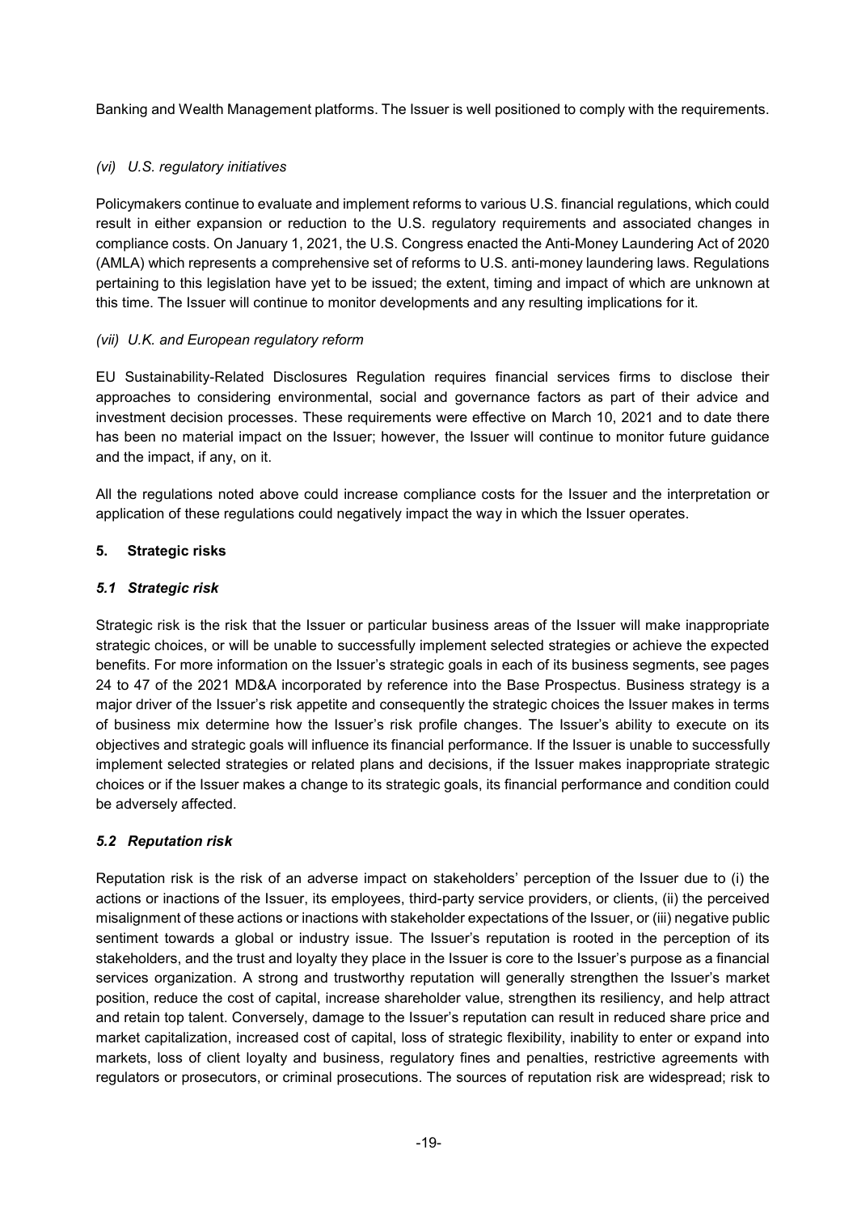Banking and Wealth Management platforms. The Issuer is well positioned to comply with the requirements.

*(vi) U.S. regulatory initiatives*

Policymakers continue to evaluate and implement reforms to various U.S. financial regulations, which could result in either expansion or reduction to the U.S. regulatory requirements and associated changes in compliance costs. On January 1, 2021, the U.S. Congress enacted the Anti-Money Laundering Act of 2020 (AMLA) which represents a comprehensive set of reforms to U.S. anti-money laundering laws. Regulations pertaining to this legislation have yet to be issued; the extent, timing and impact of which are unknown at this time. The Issuer will continue to monitor developments and any resulting implications for it.

*(vii) U.K. and European regulatory reform*

EU Sustainability-Related Disclosures Regulation requires financial services firms to disclose their approaches to considering environmental, social and governance factors as part of their advice and investment decision processes. These requirements were effective on March 10, 2021 and to date there has been no material impact on the Issuer; however, the Issuer will continue to monitor future guidance and the impact, if any, on it.

All the regulations noted above could increase compliance costs for the Issuer and the interpretation or application of these regulations could negatively impact the way in which the Issuer operates.

## 5. Strategic risks

### *5.1 Strategic risk*

Strategic risk is the risk that the Issuer or particular business areas of the Issuer will make inappropriate strategic choices, or will be unable to successfully implement selected strategies or achieve the expected benefits. For more information on the Issuer's strategic goals in each of its business segments, see pages 24 to 47 of the 2021 MD&A incorporated by reference into the Base Prospectus. Business strategy is a major driver of the Issuer's risk appetite and consequently the strategic choices the Issuer makes in terms of business mix determine how the Issuer's risk profile changes. The Issuer's ability to execute on its objectives and strategic goals will influence its financial performance. If the Issuer is unable to successfully implement selected strategies or related plans and decisions, if the Issuer makes inappropriate strategic choices or if the Issuer makes a change to its strategic goals, its financial performance and condition could be adversely affected.

### *5.2 Reputation risk*

Reputation risk is the risk of an adverse impact on stakeholders' perception of the Issuer due to (i) the actions or inactions of the Issuer, its employees, third-party service providers, or clients, (ii) the perceived misalignment of these actions or inactions with stakeholder expectations of the Issuer, or (iii) negative public sentiment towards a global or industry issue. The Issuer's reputation is rooted in the perception of its stakeholders, and the trust and loyalty they place in the Issuer is core to the Issuer's purpose as a financial services organization. A strong and trustworthy reputation will generally strengthen the Issuer's market position, reduce the cost of capital, increase shareholder value, strengthen its resiliency, and help attract and retain top talent. Conversely, damage to the Issuer's reputation can result in reduced share price and market capitalization, increased cost of capital, loss of strategic flexibility, inability to enter or expand into markets, loss of client loyalty and business, regulatory fines and penalties, restrictive agreements with regulators or prosecutors, or criminal prosecutions. The sources of reputation risk are widespread; risk to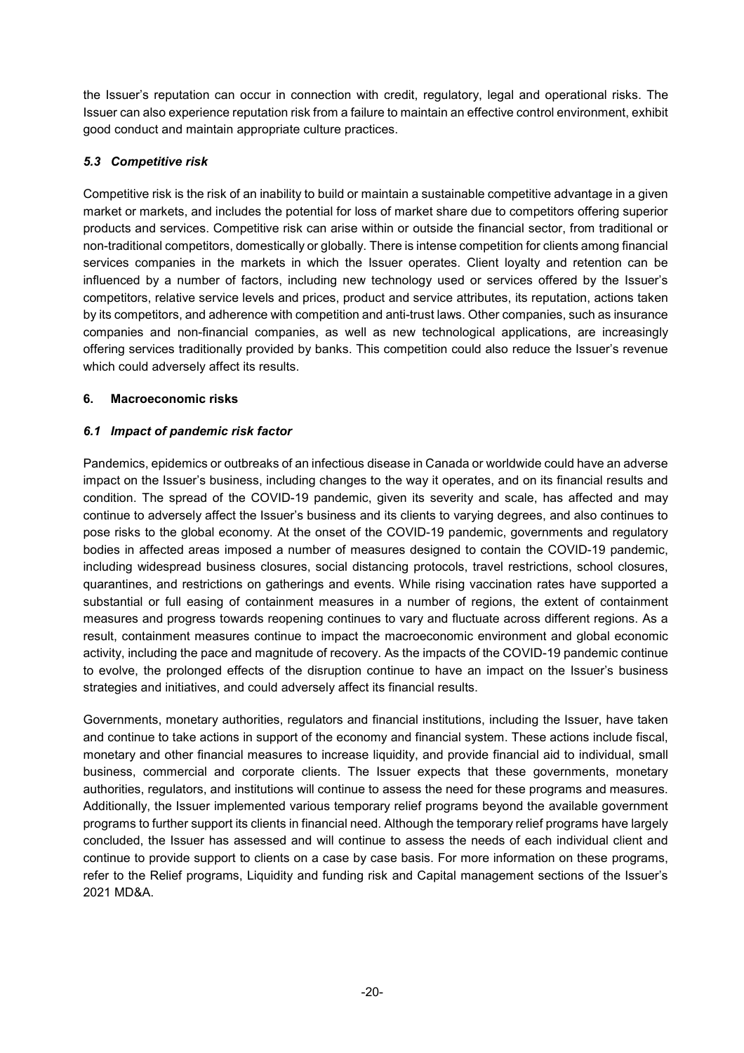the Issuer's reputation can occur in connection with credit, regulatory, legal and operational risks. The Issuer can also experience reputation risk from a failure to maintain an effective control environment, exhibit good conduct and maintain appropriate culture practices.

### *5.3 Competitive risk*

Competitive risk is the risk of an inability to build or maintain a sustainable competitive advantage in a given market or markets, and includes the potential for loss of market share due to competitors offering superior products and services. Competitive risk can arise within or outside the financial sector, from traditional or non-traditional competitors, domestically or globally. There is intense competition for clients among financial services companies in the markets in which the Issuer operates. Client loyalty and retention can be influenced by a number of factors, including new technology used or services offered by the Issuer's competitors, relative service levels and prices, product and service attributes, its reputation, actions taken by its competitors, and adherence with competition and anti-trust laws. Other companies, such as insurance companies and non-financial companies, as well as new technological applications, are increasingly offering services traditionally provided by banks. This competition could also reduce the Issuer's revenue which could adversely affect its results.

## **6. Macroeconomic risks**

### *6.1 Impact of pandemic risk factor*

Pandemics, epidemics or outbreaks of an infectious disease in Canada or worldwide could have an adverse impact on the Issuer's business, including changes to the way it operates, and on its financial results and condition. The spread of the COVID-19 pandemic, given its severity and scale, has affected and may continue to adversely affect the Issuer's business and its clients to varying degrees, and also continues to pose risks to the global economy. At the onset of the COVID-19 pandemic, governments and regulatory bodies in affected areas imposed a number of measures designed to contain the COVID-19 pandemic, including widespread business closures, social distancing protocols, travel restrictions, school closures, quarantines, and restrictions on gatherings and events. While rising vaccination rates have supported a substantial or full easing of containment measures in a number of regions, the extent of containment measures and progress towards reopening continues to vary and fluctuate across different regions. As a result, containment measures continue to impact the macroeconomic environment and global economic activity, including the pace and magnitude of recovery. As the impacts of the COVID-19 pandemic continue to evolve, the prolonged effects of the disruption continue to have an impact on the Issuer's business strategies and initiatives, and could adversely affect its financial results.

Governments, monetary authorities, regulators and financial institutions, including the Issuer, have taken and continue to take actions in support of the economy and financial system. These actions include fiscal, monetary and other financial measures to increase liquidity, and provide financial aid to individual, small business, commercial and corporate clients. The Issuer expects that these governments, monetary authorities, regulators, and institutions will continue to assess the need for these programs and measures. Additionally, the Issuer implemented various temporary relief programs beyond the available government programs to further support its clients in financial need. Although the temporary relief programs have largely concluded, the Issuer has assessed and will continue to assess the needs of each individual client and continue to provide support to clients on a case by case basis. For more information on these programs, refer to the Relief programs, Liquidity and funding risk and Capital management sections of the Issuer's 2021 MD&A.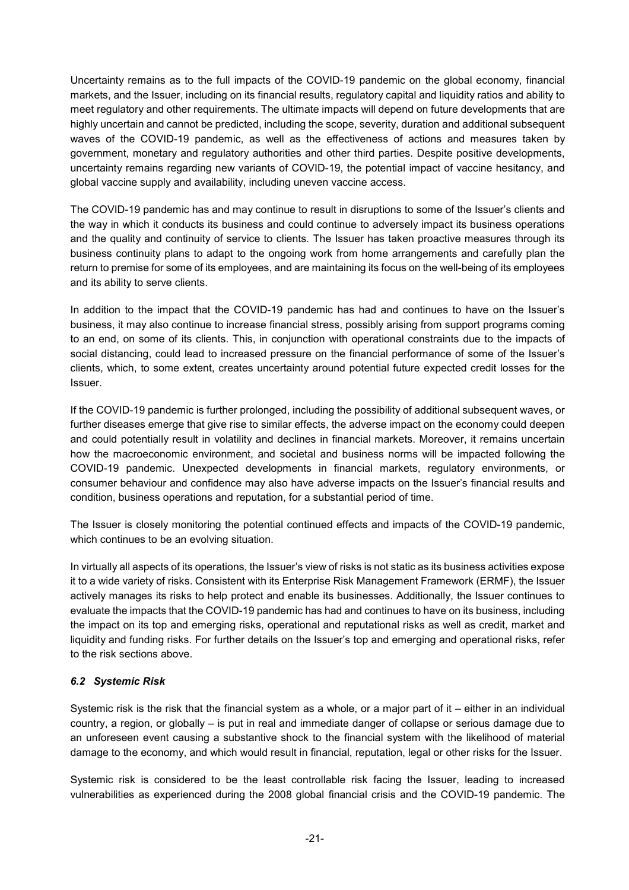Uncertainty remains as to the full impacts of the COVID-19 pandemic on the global economy, financial markets, and the Issuer, including on its financial results, regulatory capital and liquidity ratios and ability to meet regulatory and other requirements. The ultimate impacts will depend on future developments that are highly uncertain and cannot be predicted, including the scope, severity, duration and additional subsequent waves of the COVID-19 pandemic, as well as the effectiveness of actions and measures taken by government, monetary and regulatory authorities and other third parties. Despite positive developments, uncertainty remains regarding new variants of COVID-19, the potential impact of vaccine hesitancy, and global vaccine supply and availability, including uneven vaccine access.

The COVID-19 pandemic has and may continue to result in disruptions to some of the Issuer's clients and the way in which it conducts its business and could continue to adversely impact its business operations and the quality and continuity of service to clients. The Issuer has taken proactive measures through its business continuity plans to adapt to the ongoing work from home arrangements and carefully plan the return to premise for some of its employees, and are maintaining its focus on the well-being of its employees and its ability to serve clients.

In addition to the impact that the COVID-19 pandemic has had and continues to have on the Issuer's business, it may also continue to increase financial stress, possibly arising from support programs coming to an end, on some of its clients. This, in conjunction with operational constraints due to the impacts of social distancing, could lead to increased pressure on the financial performance of some of the Issuer's clients, which, to some extent, creates uncertainty around potential future expected credit losses for the Issuer.

If the COVID-19 pandemic is further prolonged, including the possibility of additional subsequent waves, or further diseases emerge that give rise to similar effects, the adverse impact on the economy could deepen and could potentially result in volatility and declines in financial markets. Moreover, it remains uncertain how the macroeconomic environment, and societal and business norms will be impacted following the COVID-19 pandemic. Unexpected developments in financial markets, regulatory environments, or consumer behaviour and confidence may also have adverse impacts on the Issuer's financial results and condition, business operations and reputation, for a substantial period of time.

The Issuer is closely monitoring the potential continued effects and impacts of the COVID-19 pandemic, which continues to be an evolving situation.

In virtually all aspects of its operations, the Issuer's view of risks is not static as its business activities expose it to a wide variety of risks. Consistent with its Enterprise Risk Management Framework (ERMF), the Issuer actively manages its risks to help protect and enable its businesses. Additionally, the Issuer continues to evaluate the impacts that the COVID-19 pandemic has had and continues to have on its business, including the impact on its top and emerging risks, operational and reputational risks as well as credit, market and liquidity and funding risks. For further details on the Issuer's top and emerging and operational risks, refer to the risk sections above.

### *6.2 Systemic Risk*

Systemic risk is the risk that the financial system as a whole, or a major part of it – either in an individual country, a region, or globally – is put in real and immediate danger of collapse or serious damage due to an unforeseen event causing a substantive shock to the financial system with the likelihood of material damage to the economy, and which would result in financial, reputation, legal or other risks for the Issuer.

Systemic risk is considered to be the least controllable risk facing the Issuer, leading to increased vulnerabilities as experienced during the 2008 global financial crisis and the COVID-19 pandemic. The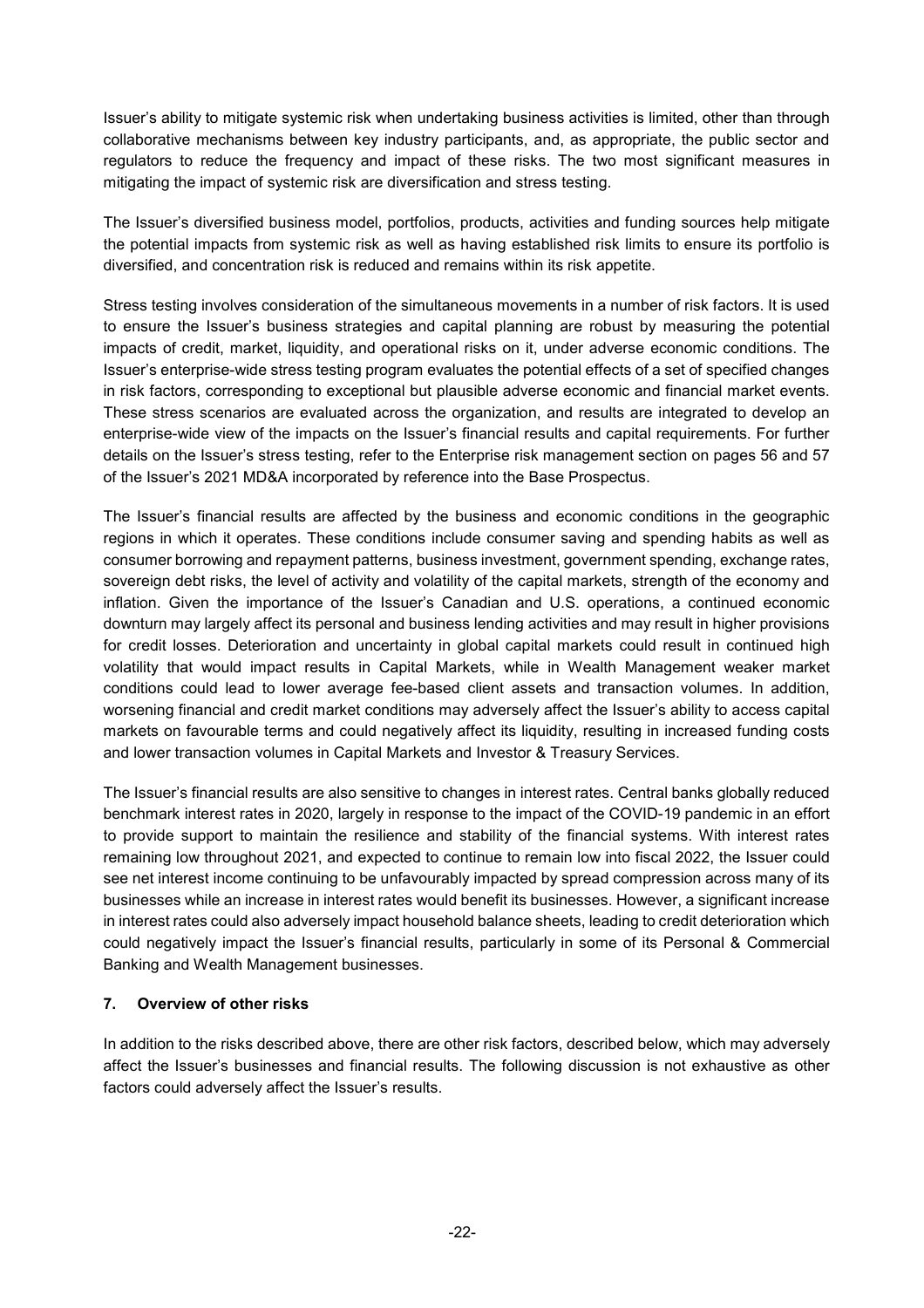Issuer's ability to mitigate systemic risk when undertaking business activities is limited, other than through collaborative mechanisms between key industry participants, and, as appropriate, the public sector and regulators to reduce the frequency and impact of these risks. The two most significant measures in mitigating the impact of systemic risk are diversification and stress testing.

The Issuer's diversified business model, portfolios, products, activities and funding sources help mitigate the potential impacts from systemic risk as well as having established risk limits to ensure its portfolio is diversified, and concentration risk is reduced and remains within its risk appetite.

Stress testing involves consideration of the simultaneous movements in a number of risk factors. It is used to ensure the Issuer's business strategies and capital planning are robust by measuring the potential impacts of credit, market, liquidity, and operational risks on it, under adverse economic conditions. The Issuer's enterprise-wide stress testing program evaluates the potential effects of a set of specified changes in risk factors, corresponding to exceptional but plausible adverse economic and financial market events. These stress scenarios are evaluated across the organization, and results are integrated to develop an enterprise-wide view of the impacts on the Issuer's financial results and capital requirements. For further details on the Issuer's stress testing, refer to the Enterprise risk management section on pages 56 and 57 of the Issuer's 2021 MD&A incorporated by reference into the Base Prospectus.

The Issuer's financial results are affected by the business and economic conditions in the geographic regions in which it operates. These conditions include consumer saving and spending habits as well as consumer borrowing and repayment patterns, business investment, government spending, exchange rates, sovereign debt risks, the level of activity and volatility of the capital markets, strength of the economy and inflation. Given the importance of the Issuer's Canadian and U.S. operations, a continued economic downturn may largely affect its personal and business lending activities and may result in higher provisions for credit losses. Deterioration and uncertainty in global capital markets could result in continued high volatility that would impact results in Capital Markets, while in Wealth Management weaker market conditions could lead to lower average fee-based client assets and transaction volumes. In addition, worsening financial and credit market conditions may adversely affect the Issuer's ability to access capital markets on favourable terms and could negatively affect its liquidity, resulting in increased funding costs and lower transaction volumes in Capital Markets and Investor & Treasury Services.

The Issuer's financial results are also sensitive to changes in interest rates. Central banks globally reduced benchmark interest rates in 2020, largely in response to the impact of the COVID-19 pandemic in an effort to provide support to maintain the resilience and stability of the financial systems. With interest rates remaining low throughout 2021, and expected to continue to remain low into fiscal 2022, the Issuer could see net interest income continuing to be unfavourably impacted by spread compression across many of its businesses while an increase in interest rates would benefit its businesses. However, a significant increase in interest rates could also adversely impact household balance sheets, leading to credit deterioration which could negatively impact the Issuer's financial results, particularly in some of its Personal & Commercial Banking and Wealth Management businesses.

## 7. Overview of other risks

In addition to the risks described above, there are other risk factors, described below, which may adversely affect the Issuer's businesses and financial results. The following discussion is not exhaustive as other factors could adversely affect the Issuer's results.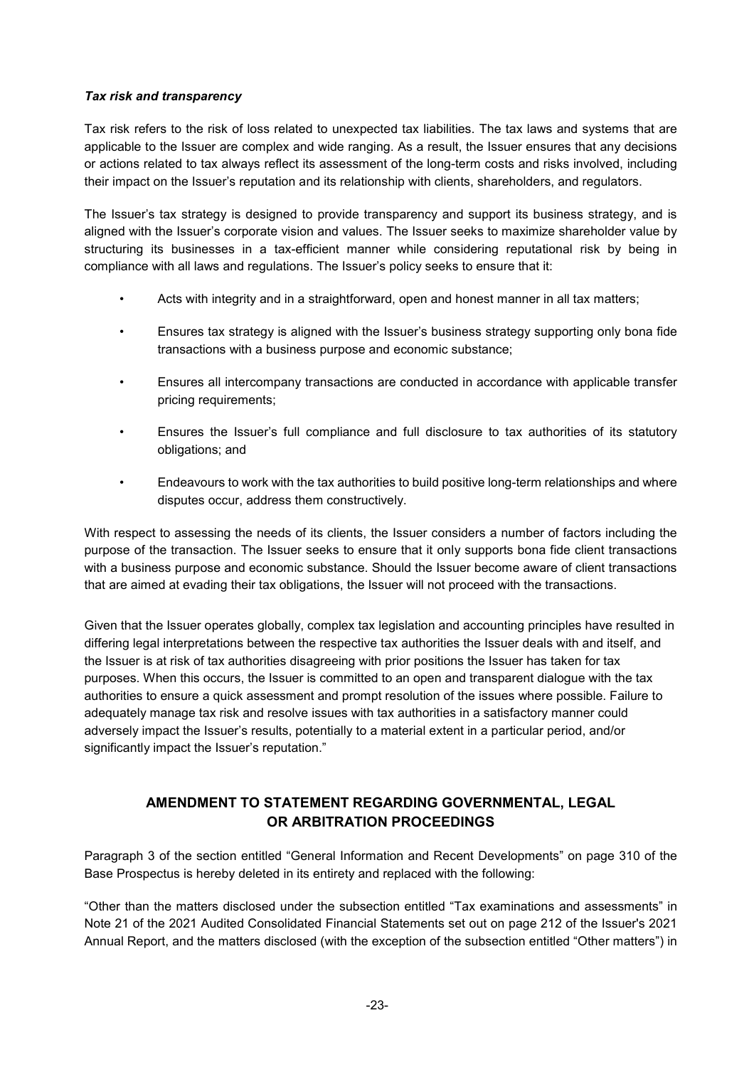***Tax risk and transparency***

Tax risk refers to the risk of loss related to unexpected tax liabilities. The tax laws and systems that are applicable to the Issuer are complex and wide ranging. As a result, the Issuer ensures that any decisions or actions related to tax always reflect its assessment of the long-term costs and risks involved, including their impact on the Issuer's reputation and its relationship with clients, shareholders, and regulators.

The Issuer's tax strategy is designed to provide transparency and support its business strategy, and is aligned with the Issuer's corporate vision and values. The Issuer seeks to maximize shareholder value by structuring its businesses in a tax-efficient manner while considering reputational risk by being in compliance with all laws and regulations. The Issuer's policy seeks to ensure that it:

- Acts with integrity and in a straightforward, open and honest manner in all tax matters;
- Ensures tax strategy is aligned with the Issuer's business strategy supporting only bona fide transactions with a business purpose and economic substance;
- Ensures all intercompany transactions are conducted in accordance with applicable transfer pricing requirements;
- Ensures the Issuer's full compliance and full disclosure to tax authorities of its statutory obligations; and
- Endeavours to work with the tax authorities to build positive long-term relationships and where disputes occur, address them constructively.

With respect to assessing the needs of its clients, the Issuer considers a number of factors including the purpose of the transaction. The Issuer seeks to ensure that it only supports bona fide client transactions with a business purpose and economic substance. Should the Issuer become aware of client transactions that are aimed at evading their tax obligations, the Issuer will not proceed with the transactions.

Given that the Issuer operates globally, complex tax legislation and accounting principles have resulted in differing legal interpretations between the respective tax authorities the Issuer deals with and itself, and the Issuer is at risk of tax authorities disagreeing with prior positions the Issuer has taken for tax purposes. When this occurs, the Issuer is committed to an open and transparent dialogue with the tax authorities to ensure a quick assessment and prompt resolution of the issues where possible. Failure to adequately manage tax risk and resolve issues with tax authorities in a satisfactory manner could adversely impact the Issuer's results, potentially to a material extent in a particular period, and/or significantly impact the Issuer's reputation."

## AMENDMENT TO STATEMENT REGARDING GOVERNMENTAL, LEGAL OR ARBITRATION PROCEEDINGS

Paragraph 3 of the section entitled "General Information and Recent Developments" on page 310 of the Base Prospectus is hereby deleted in its entirety and replaced with the following:

"Other than the matters disclosed under the subsection entitled "Tax examinations and assessments" in Note 21 of the 2021 Audited Consolidated Financial Statements set out on page 212 of the Issuer's 2021 Annual Report, and the matters disclosed (with the exception of the subsection entitled "Other matters") in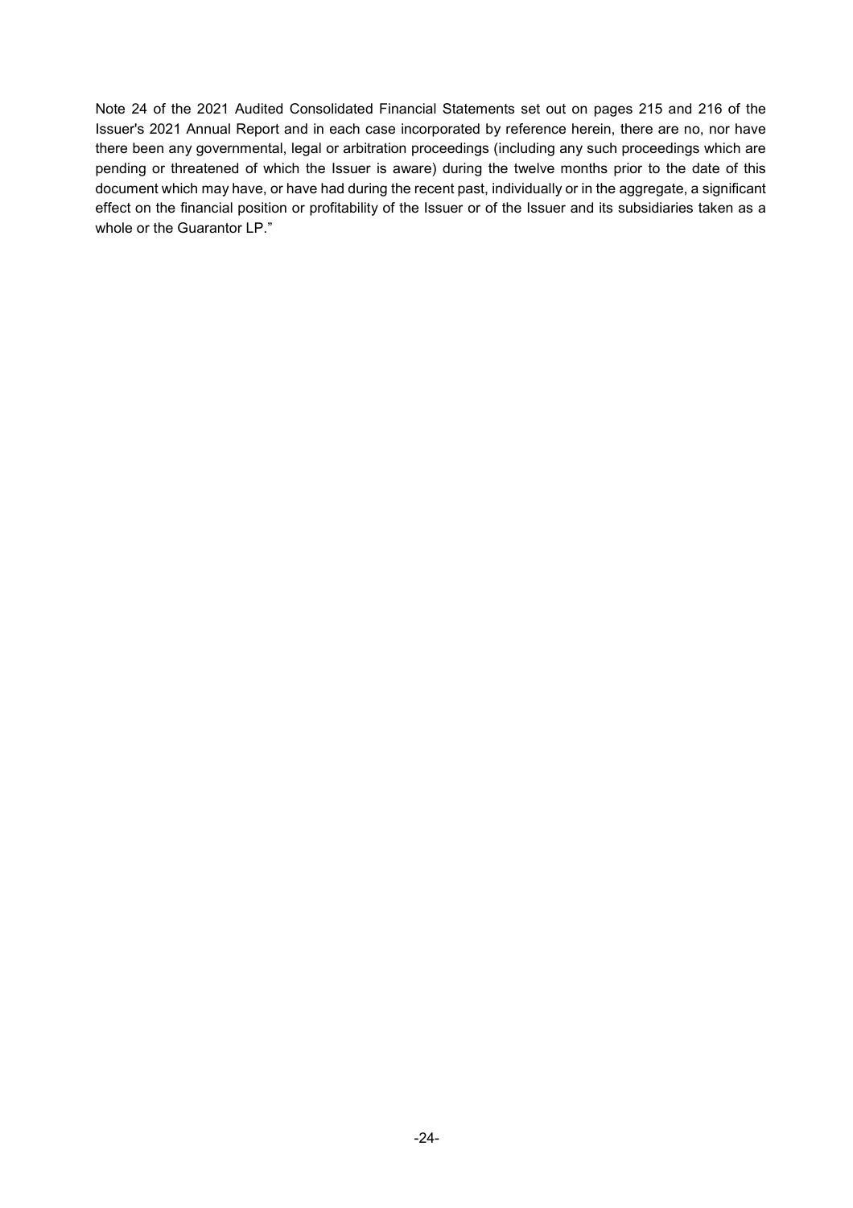Note 24 of the 2021 Audited Consolidated Financial Statements set out on pages 215 and 216 of the Issuer's 2021 Annual Report and in each case incorporated by reference herein, there are no, nor have there been any governmental, legal or arbitration proceedings (including any such proceedings which are pending or threatened of which the Issuer is aware) during the twelve months prior to the date of this document which may have, or have had during the recent past, individually or in the aggregate, a significant effect on the financial position or profitability of the Issuer or of the Issuer and its subsidiaries taken as a whole or the Guarantor LP."